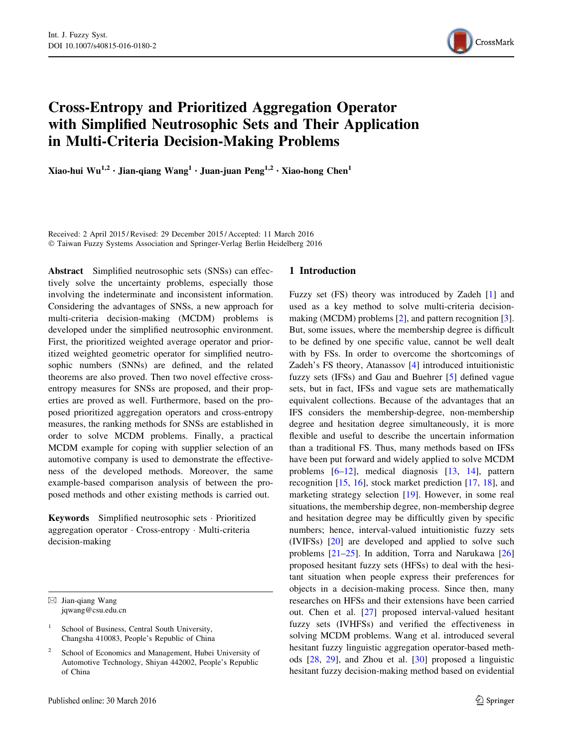# Cross-Entropy and Prioritized Aggregation Operator with Simplified Neutrosophic Sets and Their Application in Multi-Criteria Decision-Making Problems

**Xiao-hui Wu**[1,2] · **Jian-qiang Wang**[1] · **Juan-juan Peng**[1,2] · **Xiao-hong Chen**[1]

Received: 2 April 2015 / Revised: 29 December 2015 / Accepted: 11 March 2016
© Taiwan Fuzzy Systems Association and Springer-Verlag Berlin Heidelberg 2016

**Abstract** Simplified neutrosophic sets (SNSs) can effectively solve the uncertainty problems, especially those involving the indeterminate and inconsistent information. Considering the advantages of SNSs, a new approach for multi-criteria decision-making (MCDM) problems is developed under the simplified neutrosophic environment. First, the prioritized weighted average operator and prioritized weighted geometric operator for simplified neutrosophic numbers (SNNs) are defined, and the related theorems are also proved. Then two novel effective cross-entropy measures for SNSs are proposed, and their properties are proved as well. Furthermore, based on the proposed prioritized aggregation operators and cross-entropy measures, the ranking methods for SNSs are established in order to solve MCDM problems. Finally, a practical MCDM example for coping with supplier selection of an automotive company is used to demonstrate the effectiveness of the developed methods. Moreover, the same example-based comparison analysis of between the proposed methods and other existing methods is carried out.

**Keywords** Simplified neutrosophic sets · Prioritized aggregation operator · Cross-entropy · Multi-criteria decision-making

✉ Jian-qiang Wang
jqwang@csu.edu.cn

[1] School of Business, Central South University, Changsha 410083, People's Republic of China

[2] School of Economics and Management, Hubei University of Automotive Technology, Shiyan 442002, People's Republic of China

## 1 Introduction

Fuzzy set (FS) theory was introduced by Zadeh [1] and used as a key method to solve multi-criteria decision-making (MCDM) problems [2], and pattern recognition [3]. But, some issues, where the membership degree is difficult to be defined by one specific value, cannot be well dealt with by FSs. In order to overcome the shortcomings of Zadeh's FS theory, Atanassov [4] introduced intuitionistic fuzzy sets (IFSs) and Gau and Buehrer [5] defined vague sets, but in fact, IFSs and vague sets are mathematically equivalent collections. Because of the advantages that an IFS considers the membership-degree, non-membership degree and hesitation degree simultaneously, it is more flexible and useful to describe the uncertain information than a traditional FS. Thus, many methods based on IFSs have been put forward and widely applied to solve MCDM problems [6–12], medical diagnosis [13, 14], pattern recognition [15, 16], stock market prediction [17, 18], and marketing strategy selection [19]. However, in some real situations, the membership degree, non-membership degree and hesitation degree may be difficultly given by specific numbers; hence, interval-valued intuitionistic fuzzy sets (IVIFSs) [20] are developed and applied to solve such problems [21–25]. In addition, Torra and Narukawa [26] proposed hesitant fuzzy sets (HFSs) to deal with the hesitant situation when people express their preferences for objects in a decision-making process. Since then, many researches on HFSs and their extensions have been carried out. Chen et al. [27] proposed interval-valued hesitant fuzzy sets (IVHFSs) and verified the effectiveness in solving MCDM problems. Wang et al. introduced several hesitant fuzzy linguistic aggregation operator-based methods [28, 29], and Zhou et al. [30] proposed a linguistic hesitant fuzzy decision-making method based on evidential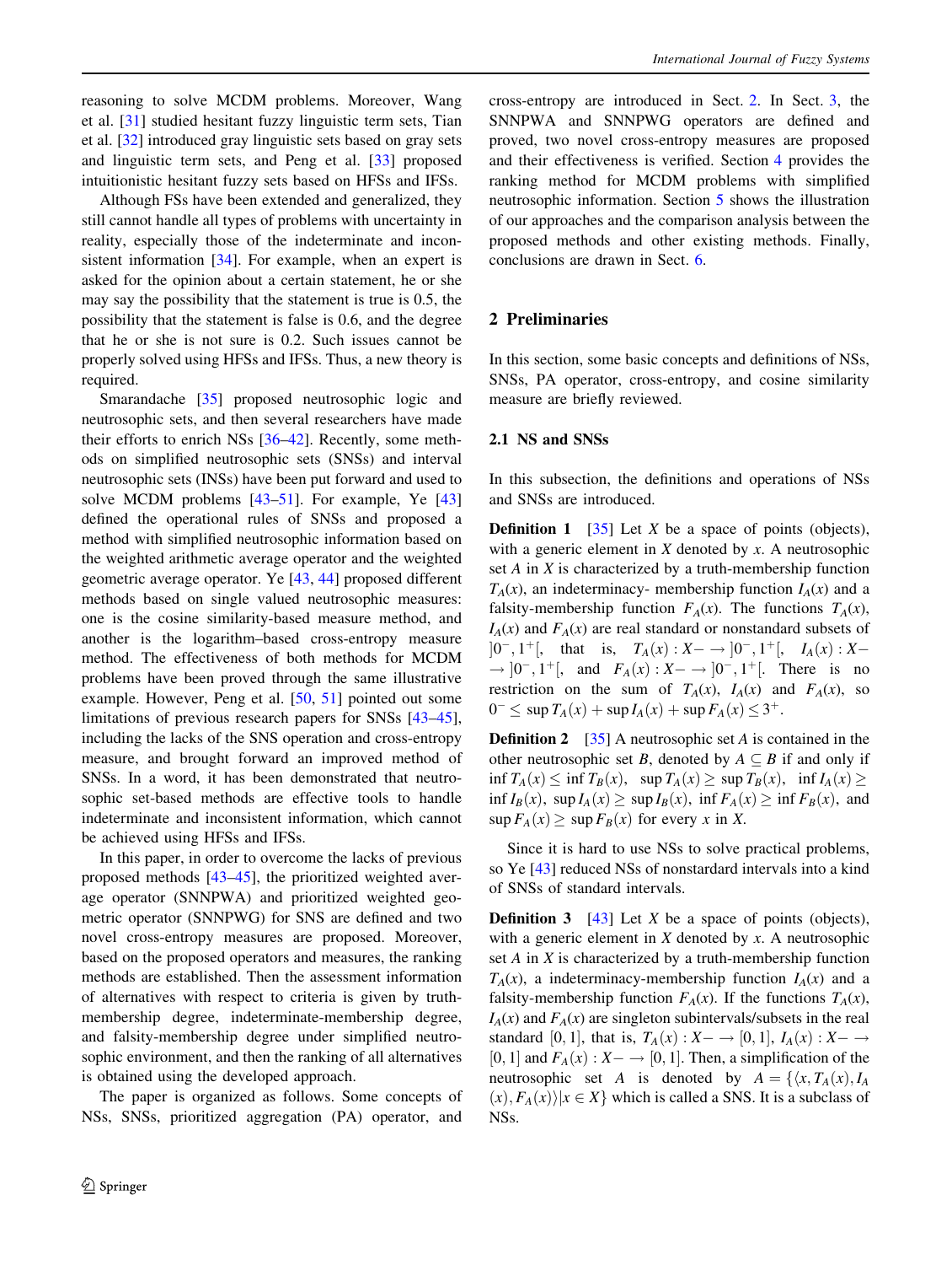reasoning to solve MCDM problems. Moreover, Wang et al. [31] studied hesitant fuzzy linguistic term sets, Tian et al. [32] introduced gray linguistic sets based on gray sets and linguistic term sets, and Peng et al. [33] proposed intuitionistic hesitant fuzzy sets based on HFSs and IFSs.

Although FSs have been extended and generalized, they still cannot handle all types of problems with uncertainty in reality, especially those of the indeterminate and inconsistent information [34]. For example, when an expert is asked for the opinion about a certain statement, he or she may say the possibility that the statement is true is 0.5, the possibility that the statement is false is 0.6, and the degree that he or she is not sure is 0.2. Such issues cannot be properly solved using HFSs and IFSs. Thus, a new theory is required.

Smarandache [35] proposed neutrosophic logic and neutrosophic sets, and then several researchers have made their efforts to enrich NSs [36–42]. Recently, some methods on simplified neutrosophic sets (SNSs) and interval neutrosophic sets (INSs) have been put forward and used to solve MCDM problems [43–51]. For example, Ye [43] defined the operational rules of SNSs and proposed a method with simplified neutrosophic information based on the weighted arithmetic average operator and the weighted geometric average operator. Ye [43, 44] proposed different methods based on single valued neutrosophic measures: one is the cosine similarity-based measure method, and another is the logarithm–based cross-entropy measure method. The effectiveness of both methods for MCDM problems have been proved through the same illustrative example. However, Peng et al. [50, 51] pointed out some limitations of previous research papers for SNSs [43–45], including the lacks of the SNS operation and cross-entropy measure, and brought forward an improved method of SNSs. In a word, it has been demonstrated that neutrosophic set-based methods are effective tools to handle indeterminate and inconsistent information, which cannot be achieved using HFSs and IFSs.

In this paper, in order to overcome the lacks of previous proposed methods [43–45], the prioritized weighted average operator (SNNPWA) and prioritized weighted geometric operator (SNNPWG) for SNS are defined and two novel cross-entropy measures are proposed. Moreover, based on the proposed operators and measures, the ranking methods are established. Then the assessment information of alternatives with respect to criteria is given by truth-membership degree, indeterminate-membership degree, and falsity-membership degree under simplified neutrosophic environment, and then the ranking of all alternatives is obtained using the developed approach.

The paper is organized as follows. Some concepts of NSs, SNSs, prioritized aggregation (PA) operator, and cross-entropy are introduced in Sect. 2. In Sect. 3, the SNNPWA and SNNPWG operators are defined and proved, two novel cross-entropy measures are proposed and their effectiveness is verified. Section 4 provides the ranking method for MCDM problems with simplified neutrosophic information. Section 5 shows the illustration of our approaches and the comparison analysis between the proposed methods and other existing methods. Finally, conclusions are drawn in Sect. 6.

## 2 Preliminaries

In this section, some basic concepts and definitions of NSs, SNSs, PA operator, cross-entropy, and cosine similarity measure are briefly reviewed.

### 2.1 NS and SNSs

In this subsection, the definitions and operations of NSs and SNSs are introduced.

**Definition 1** [35] Let $X$ be a space of points (objects), with a generic element in $X$ denoted by $x$. A neutrosophic set $A$ in $X$ is characterized by a truth-membership function $T_A(x)$, an indeterminacy- membership function $I_A(x)$ and a falsity-membership function $F_A(x)$. The functions $T_A(x)$, $I_A(x)$ and $F_A(x)$ are real standard or nonstandard subsets of $]0^-, 1^+[$, that is, $T_A(x) : X - \rightarrow ]0^-, 1^+[$, $I_A(x) : X - \rightarrow ]0^-, 1^+[$, and $F_A(x) : X - \rightarrow ]0^-, 1^+[$. There is no restriction on the sum of $T_A(x)$, $I_A(x)$ and $F_A(x)$, so $0^- \leq \sup T_A(x) + \sup I_A(x) + \sup F_A(x) \leq 3^+$.

**Definition 2** [35] A neutrosophic set $A$ is contained in the other neutrosophic set $B$, denoted by $A \subseteq B$ if and only if $\inf T_A(x) \leq \inf T_B(x)$, $\sup T_A(x) \geq \sup T_B(x)$, $\inf I_A(x) \geq \inf I_B(x)$, $\sup I_A(x) \geq \sup I_B(x)$, $\inf F_A(x) \geq \inf F_B(x)$, and $\sup F_A(x) \geq \sup F_B(x)$ for every $x$ in $X$.

Since it is hard to use NSs to solve practical problems, so Ye [43] reduced NSs of nonstandard intervals into a kind of SNSs of standard intervals.

**Definition 3** [43] Let $X$ be a space of points (objects), with a generic element in $X$ denoted by $x$. A neutrosophic set $A$ in $X$ is characterized by a truth-membership function $T_A(x)$, a indeterminacy-membership function $I_A(x)$ and a falsity-membership function $F_A(x)$. If the functions $T_A(x)$, $I_A(x)$ and $F_A(x)$ are singleton subintervals/subsets in the real standard $[0, 1]$, that is, $T_A(x) : X - \rightarrow [0, 1]$, $I_A(x) : X - \rightarrow [0, 1]$ and $F_A(x) : X - \rightarrow [0, 1]$. Then, a simplification of the neutrosophic set $A$ is denoted by $A = \{\langle x, T_A(x), I_A(x), F_A(x)\rangle | x \in X\}$ which is called a SNS. It is a subclass of NSs.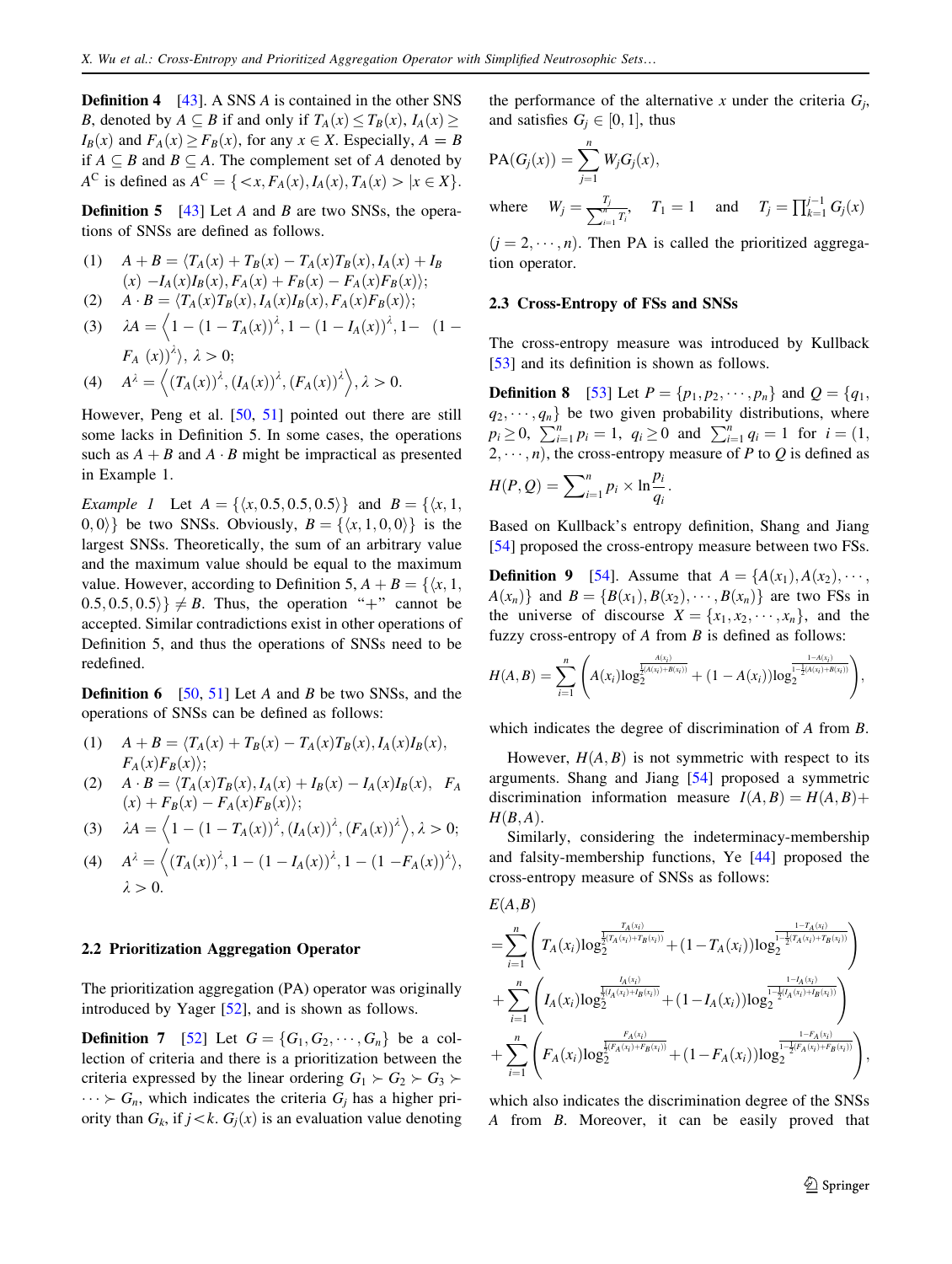**Definition 4** [43]. A SNS $A$ is contained in the other SNS $B$, denoted by $A \subseteq B$ if and only if $T_A(x) \leq T_B(x)$, $I_A(x) \geq I_B(x)$ and $F_A(x) \geq F_B(x)$, for any $x \in X$. Especially, $A = B$ if $A \subseteq B$ and $B \subseteq A$. The complement set of $A$ denoted by $A^C$ is defined as $A^C = \{<x, F_A(x), I_A(x), T_A(x) > | x \in X\}$.

**Definition 5** [43] Let $A$ and $B$ are two SNSs, the operations of SNSs are defined as follows.

(1) $A + B = \langle T_A(x) + T_B(x) - T_A(x)T_B(x), I_A(x) + I_B(x) - I_A(x)I_B(x), F_A(x) + F_B(x) - F_A(x)F_B(x)\rangle$;

(2) $A \cdot B = \langle T_A(x)T_B(x), I_A(x)I_B(x), F_A(x)F_B(x)\rangle$;

(3) $\lambda A = \left\langle 1 - (1 - T_A(x))^{\lambda}, 1 - (1 - I_A(x))^{\lambda}, 1 - (1 - F_A(x))^{\lambda}\right\rangle$, $\lambda > 0$;

(4) $A^{\lambda} = \left\langle (T_A(x))^{\lambda}, (I_A(x))^{\lambda}, (F_A(x))^{\lambda}\right\rangle, \lambda > 0$.

However, Peng et al. [50, 51] pointed out there are still some lacks in Definition 5. In some cases, the operations such as $A + B$ and $A \cdot B$ might be impractical as presented in Example 1.

*Example 1* Let $A = \{\langle x, 0.5, 0.5, 0.5\rangle\}$ and $B = \{\langle x, 1, 0, 0\rangle\}$ be two SNSs. Obviously, $B = \{\langle x, 1, 0, 0\rangle\}$ is the largest SNSs. Theoretically, the sum of an arbitrary value and the maximum value should be equal to the maximum value. However, according to Definition 5, $A + B = \{\langle x, 1, 0.5, 0.5, 0.5\rangle\} \neq B$. Thus, the operation "+" cannot be accepted. Similar contradictions exist in other operations of Definition 5, and thus the operations of SNSs need to be redefined.

**Definition 6** [50, 51] Let $A$ and $B$ be two SNSs, and the operations of SNSs can be defined as follows:

(1) $A + B = \langle T_A(x) + T_B(x) - T_A(x)T_B(x), I_A(x)I_B(x), F_A(x)F_B(x)\rangle$;

(2) $A \cdot B = \langle T_A(x)T_B(x), I_A(x) + I_B(x) - I_A(x)I_B(x), F_A(x) + F_B(x) - F_A(x)F_B(x)\rangle$;

(3) $\lambda A = \left\langle 1 - (1 - T_A(x))^{\lambda}, (I_A(x))^{\lambda}, (F_A(x))^{\lambda}\right\rangle, \lambda > 0$;

(4) $A^{\lambda} = \left\langle (T_A(x))^{\lambda}, 1 - (1 - I_A(x))^{\lambda}, 1 - (1 - F_A(x))^{\lambda}\right\rangle$, $\lambda > 0$.

## 2.2 Prioritization Aggregation Operator

The prioritization aggregation (PA) operator was originally introduced by Yager [52], and is shown as follows.

**Definition 7** [52] Let $G = \{G_1, G_2, \cdots, G_n\}$ be a collection of criteria and there is a prioritization between the criteria expressed by the linear ordering $G_1 \succ G_2 \succ G_3 \succ \cdots \succ G_n$, which indicates the criteria $G_j$ has a higher priority than $G_k$, if $j < k$. $G_j(x)$ is an evaluation value denoting the performance of the alternative $x$ under the criteria $G_j$, and satisfies $G_j \in [0, 1]$, thus

$$\mathrm{PA}(G_j(x)) = \sum_{j=1}^{n} W_j G_j(x),$$

where $W_j = \frac{T_j}{\sum_{i=1}^{n} T_i}$, $T_1 = 1$ and $T_j = \prod_{k=1}^{j-1} G_k(x)$ $(j = 2, \cdots, n)$. Then PA is called the prioritized aggregation operator.

## 2.3 Cross-Entropy of FSs and SNSs

The cross-entropy measure was introduced by Kullback [53] and its definition is shown as follows.

**Definition 8** [53] Let $P = \{p_1, p_2, \cdots, p_n\}$ and $Q = \{q_1, q_2, \cdots, q_n\}$ be two given probability distributions, where $p_i \geq 0$, $\sum_{i=1}^{n} p_i = 1$, $q_i \geq 0$ and $\sum_{i=1}^{n} q_i = 1$ for $i = (1, 2, \cdots, n)$, the cross-entropy measure of $P$ to $Q$ is defined as

$$H(P, Q) = \sum\nolimits_{i=1}^{n} p_i \times \ln \frac{p_i}{q_i}.$$

Based on Kullback's entropy definition, Shang and Jiang [54] proposed the cross-entropy measure between two FSs.

**Definition 9** [54]. Assume that $A = \{A(x_1), A(x_2), \cdots, A(x_n)\}$ and $B = \{B(x_1), B(x_2), \cdots, B(x_n)\}$ are two FSs in the universe of discourse $X = \{x_1, x_2, \cdots, x_n\}$, and the fuzzy cross-entropy of $A$ from $B$ is defined as follows:

$$H(A, B) = \sum_{i=1}^{n} \left( A(x_i) \log_2^{\frac{A(x_i)}{\frac{1}{2}(A(x_i)+B(x_i))}} + (1 - A(x_i)) \log_2^{\frac{1-A(x_i)}{1-\frac{1}{2}(A(x_i)+B(x_i))}} \right),$$

which indicates the degree of discrimination of $A$ from $B$.

However, $H(A, B)$ is not symmetric with respect to its arguments. Shang and Jiang [54] proposed a symmetric discrimination information measure $I(A, B) = H(A, B) + H(B, A)$.

Similarly, considering the indeterminacy-membership and falsity-membership functions, Ye [44] proposed the cross-entropy measure of SNSs as follows:

$$\begin{aligned}
E(A,B) &= \sum_{i=1}^{n} \left( T_A(x_i) \log_2^{\frac{T_A(x_i)}{\frac{1}{2}(T_A(x_i)+T_B(x_i))}} + (1 - T_A(x_i)) \log_2^{\frac{1-T_A(x_i)}{1-\frac{1}{2}(T_A(x_i)+T_B(x_i))}} \right) \\
&+ \sum_{i=1}^{n} \left( I_A(x_i) \log_2^{\frac{I_A(x_i)}{\frac{1}{2}(I_A(x_i)+I_B(x_i))}} + (1 - I_A(x_i)) \log_2^{\frac{1-I_A(x_i)}{1-\frac{1}{2}(I_A(x_i)+I_B(x_i))}} \right) \\
&+ \sum_{i=1}^{n} \left( F_A(x_i) \log_2^{\frac{F_A(x_i)}{\frac{1}{2}(F_A(x_i)+F_B(x_i))}} + (1 - F_A(x_i)) \log_2^{\frac{1-F_A(x_i)}{1-\frac{1}{2}(F_A(x_i)+F_B(x_i))}} \right),
\end{aligned}$$

which also indicates the discrimination degree of the SNSs $A$ from $B$. Moreover, it can be easily proved that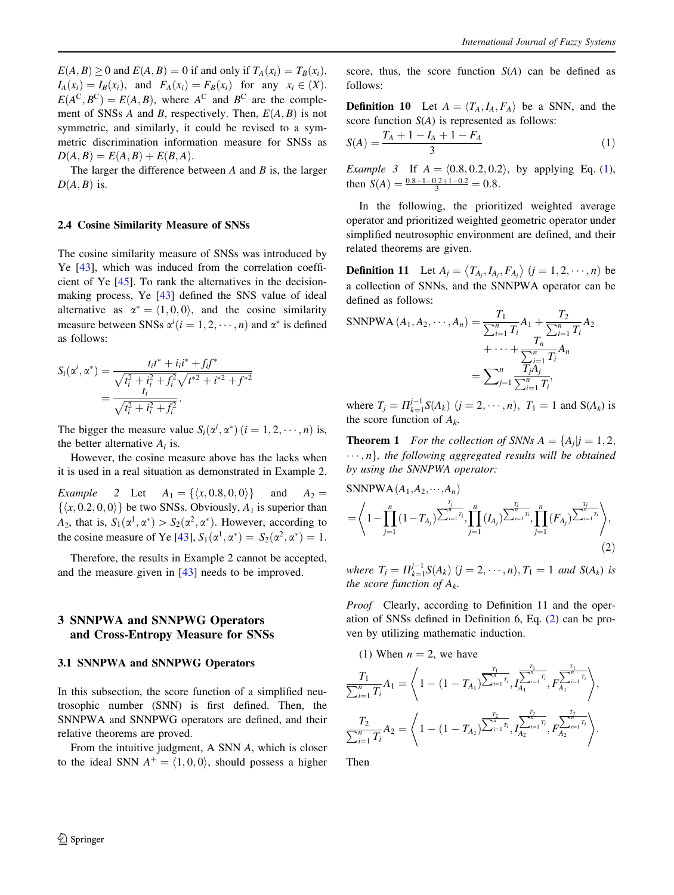$E(A,B) \geq 0$ and $E(A,B) = 0$ if and only if $T_A(x_i) = T_B(x_i)$, $I_A(x_i) = I_B(x_i)$, and $F_A(x_i) = F_B(x_i)$ for any $x_i \in (X)$. $E(A^C, B^C) = E(A,B)$, where $A^C$ and $B^C$ are the complement of SNSs $A$ and $B$, respectively. Then, $E(A,B)$ is not symmetric, and similarly, it could be revised to a symmetric discrimination information measure for SNSs as $D(A,B) = E(A,B) + E(B,A)$.

The larger the difference between $A$ and $B$ is, the larger $D(A,B)$ is.

### 2.4 Cosine Similarity Measure of SNSs

The cosine similarity measure of SNSs was introduced by Ye [43], which was induced from the correlation coefficient of Ye [45]. To rank the alternatives in the decision-making process, Ye [43] defined the SNS value of ideal alternative as $\alpha^* = \langle 1, 0, 0 \rangle$, and the cosine similarity measure between SNSs $\alpha^i (i = 1, 2, \cdots, n)$ and $\alpha^*$ is defined as follows:

$$S_i(\alpha^i, \alpha^*) = \frac{t_i t^* + i_i i^* + f_i f^*}{\sqrt{t_i^2 + i_i^2 + f_i^2}\sqrt{t^{*2} + i^{*2} + f^{*2}}} = \frac{t_i}{\sqrt{t_i^2 + i_i^2 + f_i^2}}.$$

The bigger the measure value $S_i(\alpha^i, \alpha^*) \, (i = 1, 2, \cdots, n)$ is, the better alternative $A_i$ is.

However, the cosine measure above has the lacks when it is used in a real situation as demonstrated in Example 2.

*Example 2* Let $A_1 = \{\langle x, 0.8, 0, 0 \rangle\}$ and $A_2 = \{\langle x, 0.2, 0, 0 \rangle\}$ be two SNSs. Obviously, $A_1$ is superior than $A_2$, that is, $S_1(\alpha^1, \alpha^*) > S_2(\alpha^2, \alpha^*)$. However, according to the cosine measure of Ye [43], $S_1(\alpha^1, \alpha^*) = S_2(\alpha^2, \alpha^*) = 1$.

Therefore, the results in Example 2 cannot be accepted, and the measure given in [43] needs to be improved.

## 3 SNNPWA and SNNPWG Operators and Cross-Entropy Measure for SNSs

### 3.1 SNNPWA and SNNPWG Operators

In this subsection, the score function of a simplified neutrosophic number (SNN) is first defined. Then, the SNNPWA and SNNPWG operators are defined, and their relative theorems are proved.

From the intuitive judgment, A SNN $A$, which is closer to the ideal SNN $A^+ = \langle 1, 0, 0 \rangle$, should possess a higher score, thus, the score function $S(A)$ can be defined as follows:

**Definition 10** Let $A = \langle T_A, I_A, F_A \rangle$ be a SNN, and the score function $S(A)$ is represented as follows:

$$S(A) = \frac{T_A + 1 - I_A + 1 - F_A}{3} \tag{1}$$

*Example 3* If $A = \langle 0.8, 0.2, 0.2 \rangle$, by applying Eq. (1), then $S(A) = \frac{0.8 + 1 - 0.2 + 1 - 0.2}{3} = 0.8$.

In the following, the prioritized weighted average operator and prioritized weighted geometric operator under simplified neutrosophic environment are defined, and their related theorems are given.

**Definition 11** Let $A_j = \langle T_{A_j}, I_{A_j}, F_{A_j} \rangle \, (j = 1, 2, \cdots, n)$ be a collection of SNNs, and the SNNPWA operator can be defined as follows:

$$\text{SNNPWA}(A_1, A_2, \cdots, A_n) = \frac{T_1}{\sum_{i=1}^n T_i} A_1 + \frac{T_2}{\sum_{i=1}^n T_i} A_2 + \cdots + \frac{T_n}{\sum_{i=1}^n T_i} A_n = \sum_{j=1}^n \frac{T_j A_j}{\sum_{i=1}^n T_i},$$

where $T_j = \Pi_{k=1}^{j-1} S(A_k) \; (j = 2, \cdots, n)$, $T_1 = 1$ and $S(A_k)$ is the score function of $A_k$.

**Theorem 1** *For the collection of SNNs $A = \{A_j | j = 1, 2, \cdots, n\}$, the following aggregated results will be obtained by using the SNNPWA operator:*

$$\text{SNNPWA}(A_1, A_2, \cdots, A_n) = \left\langle 1 - \prod_{j=1}^n (1 - T_{A_j})^{\frac{T_j}{\sum_{i=1}^n T_i}}, \prod_{j=1}^n (I_{A_j})^{\frac{T_j}{\sum_{i=1}^n T_i}}, \prod_{j=1}^n (F_{A_j})^{\frac{T_j}{\sum_{i=1}^n T_i}} \right\rangle, \tag{2}$$

*where $T_j = \Pi_{k=1}^{j-1} S(A_k) \; (j = 2, \cdots, n)$, $T_1 = 1$ and $S(A_k)$ is the score function of $A_k$.*

*Proof* Clearly, according to Definition 11 and the operation of SNSs defined in Definition 6, Eq. (2) can be proven by utilizing mathematic induction.

(1) When $n = 2$, we have

$$\frac{T_1}{\sum_{i=1}^n T_i} A_1 = \left\langle 1 - (1 - T_{A_1})^{\frac{T_1}{\sum_{i=1}^n T_i}}, I_{A_1}^{\frac{T_1}{\sum_{i=1}^n T_i}}, F_{A_1}^{\frac{T_1}{\sum_{i=1}^n T_i}} \right\rangle,$$

$$\frac{T_2}{\sum_{i=1}^n T_i} A_2 = \left\langle 1 - (1 - T_{A_2})^{\frac{T_2}{\sum_{i=1}^n T_i}}, I_{A_2}^{\frac{T_2}{\sum_{i=1}^n T_i}}, F_{A_2}^{\frac{T_2}{\sum_{i=1}^n T_i}} \right\rangle.$$

Then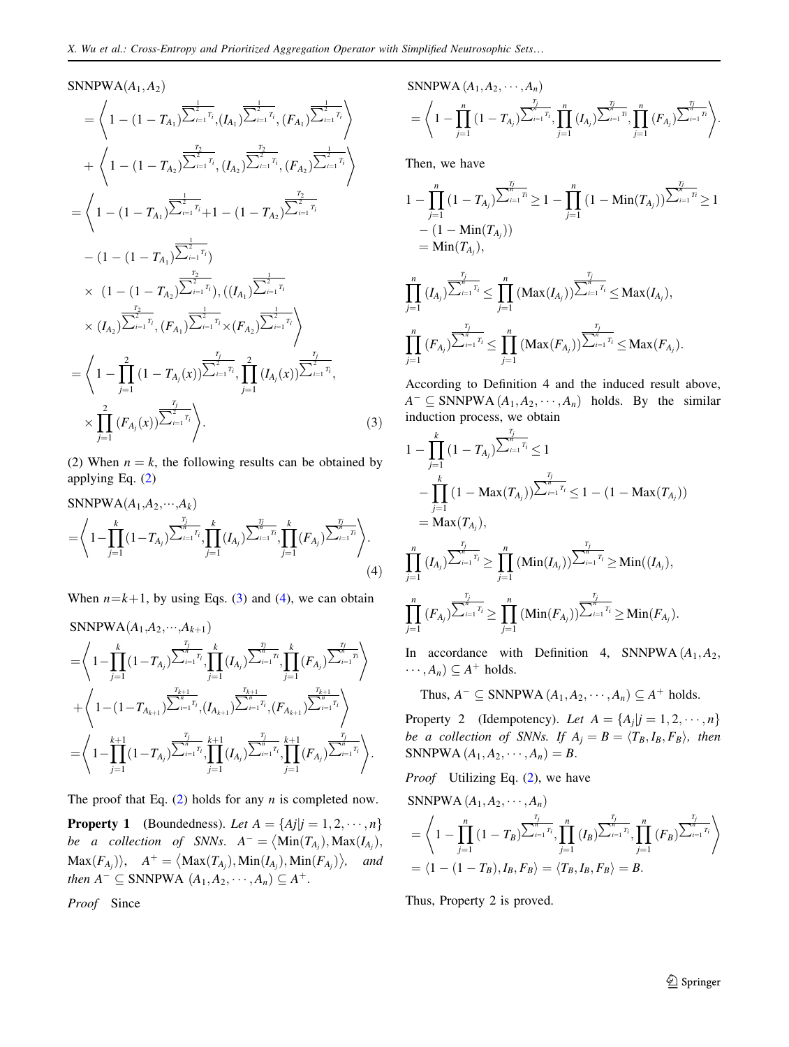SNNPWA$(A_1, A_2)$

$$
\begin{aligned}
&= \left\langle 1-(1-T_{A_1})^{\frac{1}{\sum_{i=1}^{2}\tau_i}}, (I_{A_1})^{\frac{1}{\sum_{i=1}^{2}\tau_i}}, (F_{A_1})^{\frac{1}{\sum_{i=1}^{2}\tau_i}} \right\rangle \\
&+ \left\langle 1-(1-T_{A_2})^{\frac{\tau_2}{\sum_{i=1}^{2}\tau_i}}, (I_{A_2})^{\frac{\tau_2}{\sum_{i=1}^{2}\tau_i}}, (F_{A_2})^{\frac{1}{\sum_{i=1}^{2}\tau_i}} \right\rangle \\
&= \Big\langle 1-(1-T_{A_1})^{\frac{1}{\sum_{i=1}^{2}\tau_i}} + 1-(1-T_{A_2})^{\frac{\tau_2}{\sum_{i=1}^{2}\tau_i}} \\
&- (1-(1-T_{A_1})^{\frac{1}{\sum_{i=1}^{2}\tau_i}}) \\
&\times\ (1-(1-T_{A_2})^{\frac{\tau_2}{\sum_{i=1}^{2}\tau_i}}), ((I_{A_1})^{\frac{1}{\sum_{i=1}^{2}\tau_i}} \\
&\times (I_{A_2})^{\frac{\tau_2}{\sum_{i=1}^{2}\tau_i}}, (F_{A_1})^{\frac{1}{\sum_{i=1}^{2}\tau_i}} \times (F_{A_2})^{\frac{1}{\sum_{i=1}^{2}\tau_i}} \Big\rangle \\
&= \left\langle 1-\prod_{j=1}^{2}(1-T_{A_j}(x))^{\frac{\tau_j}{\sum_{i=1}^{2}\tau_i}}, \prod_{j=1}^{2}(I_{A_j}(x))^{\frac{\tau_j}{\sum_{i=1}^{2}\tau_i}}, \right. \\
&\left. \times \prod_{j=1}^{2}(F_{A_j}(x))^{\frac{\tau_j}{\sum_{i=1}^{2}\tau_i}} \right\rangle. \qquad (3)
\end{aligned}
$$

(2) When $n = k$, the following results can be obtained by applying Eq. (2)

$$
\text{SNNPWA}(A_1, A_2, \cdots, A_k) = \left\langle 1-\prod_{j=1}^{k}(1-T_{A_j})^{\frac{\tau_j}{\sum_{i=1}^{n}\tau_i}}, \prod_{j=1}^{k}(I_{A_j})^{\frac{\tau_j}{\sum_{i=1}^{n}\tau_i}}, \prod_{j=1}^{k}(F_{A_j})^{\frac{\tau_j}{\sum_{i=1}^{n}\tau_i}} \right\rangle. \qquad (4)
$$

When $n=k+1$, by using Eqs. (3) and (4), we can obtain

$$
\begin{aligned}
&\text{SNNPWA}(A_1, A_2, \cdots, A_{k+1}) \\
&= \left\langle 1-\prod_{j=1}^{k}(1-T_{A_j})^{\frac{\tau_j}{\sum_{i=1}^{n}\tau_i}}, \prod_{j=1}^{k}(I_{A_j})^{\frac{\tau_j}{\sum_{i=1}^{n}\tau_i}}, \prod_{j=1}^{k}(F_{A_j})^{\frac{\tau_j}{\sum_{i=1}^{n}\tau_i}} \right\rangle \\
&+ \left\langle 1-(1-T_{A_{k+1}})^{\frac{\tau_{k+1}}{\sum_{i=1}^{n}\tau_i}}, (I_{A_{k+1}})^{\frac{\tau_{k+1}}{\sum_{i=1}^{n}\tau_i}}, (F_{A_{k+1}})^{\frac{\tau_{k+1}}{\sum_{i=1}^{n}\tau_i}} \right\rangle \\
&= \left\langle 1-\prod_{j=1}^{k+1}(1-T_{A_j})^{\frac{\tau_j}{\sum_{i=1}^{n}\tau_i}}, \prod_{j=1}^{k+1}(I_{A_j})^{\frac{\tau_j}{\sum_{i=1}^{n}\tau_i}}, \prod_{j=1}^{k+1}(F_{A_j})^{\frac{\tau_j}{\sum_{i=1}^{n}\tau_i}} \right\rangle.
\end{aligned}
$$

The proof that Eq. (2) holds for any $n$ is completed now.

**Property 1** (Boundedness). *Let $A = \{Aj|j = 1, 2, \cdots, n\}$ be a collection of SNNs. $A^- = \langle \text{Min}(T_{A_j}), \text{Max}(I_{A_j}), \text{Max}(F_{A_j}) \rangle$, $A^+ = \langle \text{Max}(T_{A_j}), \text{Min}(I_{A_j}), \text{Min}(F_{A_j}) \rangle$, and then $A^- \subseteq$ SNNPWA $(A_1, A_2, \cdots, A_n) \subseteq A^+$.*

*Proof* Since

$$
\text{SNNPWA}(A_1, A_2, \cdots, A_n) = \left\langle 1-\prod_{j=1}^{n}(1-T_{A_j})^{\frac{\tau_j}{\sum_{i=1}^{n}\tau_i}}, \prod_{j=1}^{n}(I_{A_j})^{\frac{\tau_j}{\sum_{i=1}^{n}\tau_i}}, \prod_{j=1}^{n}(F_{A_j})^{\frac{\tau_j}{\sum_{i=1}^{n}\tau_i}} \right\rangle.
$$

Then, we have

$$
\begin{aligned}
1-\prod_{j=1}^{n}(1-T_{A_j})^{\frac{\tau_j}{\sum_{i=1}^{n}\tau_i}} &\geq 1-\prod_{j=1}^{n}(1-\text{Min}(T_{A_j}))^{\frac{\tau_j}{\sum_{i=1}^{n}\tau_i}} \geq 1 \\
&- (1-\text{Min}(T_{A_j})) \\
&= \text{Min}(T_{A_j}),
\end{aligned}
$$

$$
\prod_{j=1}^{n}(I_{A_j})^{\frac{\tau_j}{\sum_{i=1}^{n}\tau_i}} \leq \prod_{j=1}^{n}(\text{Max}(I_{A_j}))^{\frac{\tau_j}{\sum_{i=1}^{n}\tau_i}} \leq \text{Max}(I_{A_j}),
$$

$$
\prod_{j=1}^{n}(F_{A_j})^{\frac{\tau_j}{\sum_{i=1}^{n}\tau_i}} \leq \prod_{j=1}^{n}(\text{Max}(F_{A_j}))^{\frac{\tau_j}{\sum_{i=1}^{n}\tau_i}} \leq \text{Max}(F_{A_j}).
$$

According to Definition 4 and the induced result above, $A^- \subseteq$ SNNPWA $(A_1, A_2, \cdots, A_n)$ holds. By the similar induction process, we obtain

$$
\begin{aligned}
1-\prod_{j=1}^{k}(1-T_{A_j})^{\frac{\tau_j}{\sum_{i=1}^{n}\tau_i}} &\leq 1 \\
-\prod_{j=1}^{k}(1-\text{Max}(T_{A_j}))^{\frac{\tau_j}{\sum_{i=1}^{n}\tau_i}} &\leq 1-(1-\text{Max}(T_{A_j})) \\
&= \text{Max}(T_{A_j}),
\end{aligned}
$$

$$
\prod_{j=1}^{n}(I_{A_j})^{\frac{\tau_j}{\sum_{i=1}^{n}\tau_i}} \geq \prod_{j=1}^{n}(\text{Min}(I_{A_j}))^{\frac{\tau_j}{\sum_{i=1}^{n}\tau_i}} \geq \text{Min}((I_{A_j}),
$$

$$
\prod_{j=1}^{n}(F_{A_j})^{\frac{\tau_j}{\sum_{i=1}^{n}\tau_i}} \geq \prod_{j=1}^{n}(\text{Min}(F_{A_j}))^{\frac{\tau_j}{\sum_{i=1}^{n}\tau_i}} \geq \text{Min}(F_{A_j}).
$$

In accordance with Definition 4, SNNPWA $(A_1, A_2, \cdots, A_n) \subseteq A^+$ holds.

Thus, $A^- \subseteq$ SNNPWA $(A_1, A_2, \cdots, A_n) \subseteq A^+$ holds.

**Property 2** (Idempotency). *Let $A = \{A_j|j = 1, 2, \cdots, n\}$ be a collection of SNNs. If $A_j = B = \langle T_B, I_B, F_B \rangle$, then SNNPWA $(A_1, A_2, \cdots, A_n) = B$.*

*Proof* Utilizing Eq. (2), we have

$$
\begin{aligned}
&\text{SNNPWA}(A_1, A_2, \cdots, A_n) \\
&= \left\langle 1-\prod_{j=1}^{n}(1-T_B)^{\frac{\tau_j}{\sum_{i=1}^{n}\tau_i}}, \prod_{j=1}^{n}(I_B)^{\frac{\tau_j}{\sum_{i=1}^{n}\tau_i}}, \prod_{j=1}^{n}(F_B)^{\frac{\tau_j}{\sum_{i=1}^{n}\tau_i}} \right\rangle \\
&= \langle 1-(1-T_B), I_B, F_B \rangle = \langle T_B, I_B, F_B \rangle = B.
\end{aligned}
$$

Thus, Property 2 is proved.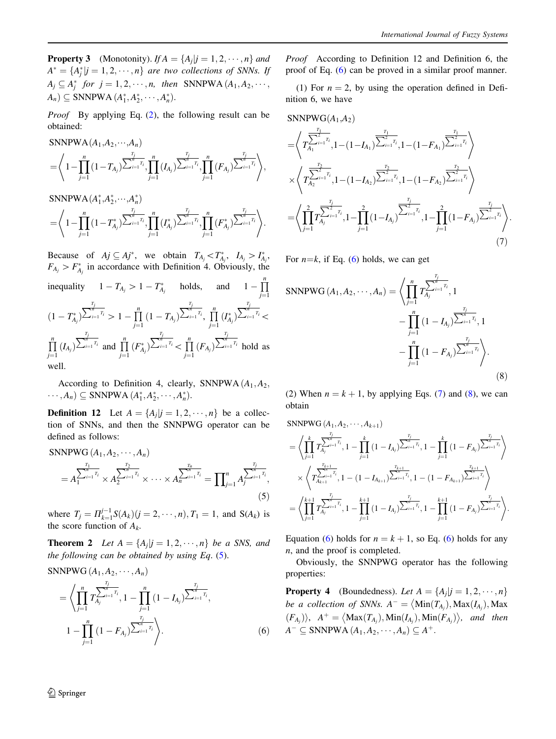**Property 3** (Monotonity). *If $A = \{A_j | j = 1, 2, \cdots, n\}$ and $A^* = \{A_j^* | j = 1, 2, \cdots, n\}$ are two collections of SNNs. If $A_j \subseteq A_j^*$ for $j = 1, 2, \cdots, n$, then* SNNPWA $(A_1, A_2, \cdots, A_n) \subseteq$ SNNPWA $(A_1^*, A_2^*, \cdots, A_n^*)$.

*Proof* By applying Eq. (2), the following result can be obtained:

$$\text{SNNPWA}(A_1, A_2, \cdots, A_n) = \left\langle 1 - \prod_{j=1}^{n} (1 - T_{A_j})^{\frac{T_j}{\sum_{i=1}^{n} T_i}}, \prod_{j=1}^{n} (I_{A_j})^{\frac{T_j}{\sum_{i=1}^{n} T_i}}, \prod_{j=1}^{n} (F_{A_j})^{\frac{T_j}{\sum_{i=1}^{n} T_i}} \right\rangle,$$

$$\text{SNNPWA}(A_1^*, A_2^*, \cdots, A_n^*) = \left\langle 1 - \prod_{j=1}^{n} (1 - T_{A_j}^*)^{\frac{T_j}{\sum_{i=1}^{n} T_i}}, \prod_{j=1}^{n} (I_{A_j}^*)^{\frac{T_j}{\sum_{i=1}^{n} T_i}}, \prod_{j=1}^{n} (F_{A_j}^*)^{\frac{T_j}{\sum_{i=1}^{n} T_i}} \right\rangle.$$

Because of $Aj \subseteq Aj^*$, we obtain $T_{A_j} < T_{A_j}^*$, $I_{A_j} > I_{A_j}^*$, $F_{A_j} > F_{A_j}^*$ in accordance with Definition 4. Obviously, the inequality $1 - T_{A_j} > 1 - T_{A_j}^*$ holds, and $1 - \prod_{j=1}^{n} (1 - T_{A_j}^*)^{\frac{T_j}{\sum_{i=1}^{n} T_i}} > 1 - \prod_{j=1}^{n} (1 - T_{A_j})^{\frac{T_j}{\sum_{i=1}^{n} T_i}}$, $\prod_{j=1}^{n} (I_{A_j}^*)^{\frac{T_j}{\sum_{i=1}^{n} T_i}} < \prod_{j=1}^{n} (I_{A_j})^{\frac{T_j}{\sum_{i=1}^{n} T_i}}$ and $\prod_{j=1}^{n} (F_{A_j}^*)^{\frac{T_j}{\sum_{i=1}^{n} T_i}} < \prod_{j=1}^{n} (F_{A_j})^{\frac{T_j}{\sum_{i=1}^{n} T_i}}$ hold as well.

According to Definition 4, clearly, SNNPWA $(A_1, A_2, \cdots, A_n) \subseteq$ SNNPWA $(A_1^*, A_2^*, \cdots, A_n^*)$.

**Definition 12** Let $A = \{A_j | j = 1, 2, \cdots, n\}$ be a collection of SNNs, and then the SNNPWG operator can be defined as follows:

$$\text{SNNPWG}(A_1, A_2, \cdots, A_n) = A_1^{\frac{T_1}{\sum_{i=1}^{n} T_i}} \times A_2^{\frac{T_2}{\sum_{i=1}^{n} T_i}} \times \cdots \times A_n^{\frac{T_n}{\sum_{i=1}^{n} T_i}} = \prod_{j=1}^{n} A_j^{\frac{T_j}{\sum_{i=1}^{n} T_i}}, \tag{5}$$

where $T_j = \Pi_{k=1}^{j-1} S(A_k) (j = 2, \cdots, n), T_1 = 1$, and $S(A_k)$ is the score function of $A_k$.

**Theorem 2** *Let $A = \{A_j | j = 1, 2, \cdots, n\}$ be a SNS, and the following can be obtained by using Eq. (5).*

$$\text{SNNPWG}(A_1, A_2, \cdots, A_n) = \left\langle \prod_{j=1}^{n} T_{A_j}^{\frac{T_j}{\sum_{i=1}^{n} T_i}}, 1 - \prod_{j=1}^{n} (1 - I_{A_j})^{\frac{T_j}{\sum_{i=1}^{n} T_i}}, 1 - \prod_{j=1}^{n} (1 - F_{A_j})^{\frac{T_j}{\sum_{i=1}^{n} T_i}} \right\rangle. \tag{6}$$

*Proof* According to Definition 12 and Definition 6, the proof of Eq. (6) can be proved in a similar proof manner.

(1) For $n = 2$, by using the operation defined in Definition 6, we have

$$\begin{aligned}
&\text{SNNPWG}(A_1, A_2) \\
&= \left\langle T_{A_1}^{\frac{T_1}{\sum_{i=1}^{2} T_i}}, 1 - (1 - I_{A_1})^{\frac{T_1}{\sum_{i=1}^{2} T_i}}, 1 - (1 - F_{A_1})^{\frac{T_1}{\sum_{i=1}^{2} T_i}} \right\rangle \\
&\times \left\langle T_{A_2}^{\frac{T_2}{\sum_{i=1}^{2} T_i}}, 1 - (1 - I_{A_2})^{\frac{T_2}{\sum_{i=1}^{2} T_i}}, 1 - (1 - F_{A_2})^{\frac{T_2}{\sum_{i=1}^{2} T_i}} \right\rangle \\
&= \left\langle \prod_{j=1}^{2} T_{A_j}^{\frac{T_j}{\sum_{i=1}^{2} T_i}}, 1 - \prod_{j=1}^{2} (1 - I_{A_j})^{\frac{T_j}{\sum_{i=1}^{2} T_i}}, 1 - \prod_{j=1}^{2} (1 - F_{A_j})^{\frac{T_j}{\sum_{i=1}^{2} T_i}} \right\rangle.
\end{aligned} \tag{7}$$

For $n = k$, if Eq. (6) holds, we can get

$$\text{SNNPWG}(A_1, A_2, \cdots, A_n) = \left\langle \prod_{j=1}^{n} T_{A_j}^{\frac{T_j}{\sum_{i=1}^{n} T_i}}, 1 - \prod_{j=1}^{n} (1 - I_{A_j})^{\frac{T_j}{\sum_{i=1}^{n} T_i}}, 1 - \prod_{j=1}^{n} (1 - F_{A_j})^{\frac{T_j}{\sum_{i=1}^{n} T_i}} \right\rangle. \tag{8}$$

(2) When $n = k + 1$, by applying Eqs. (7) and (8), we can obtain

$$\begin{aligned}
&\text{SNNPWG}(A_1, A_2, \cdots, A_{k+1}) \\
&= \left\langle \prod_{j=1}^{k} T_{A_j}^{\frac{T_j}{\sum_{i=1}^{n} T_i}}, 1 - \prod_{j=1}^{k} (1 - I_{A_j})^{\frac{T_j}{\sum_{i=1}^{n} T_i}}, 1 - \prod_{j=1}^{k} (1 - F_{A_j})^{\frac{T_j}{\sum_{i=1}^{n} T_i}} \right\rangle \\
&\times \left\langle T_{A_{k+1}}^{\frac{T_{k+1}}{\sum_{i=1}^{n} T_i}}, 1 - (1 - I_{A_{k+1}})^{\frac{T_{k+1}}{\sum_{i=1}^{n} T_i}}, 1 - (1 - F_{A_{k+1}})^{\frac{T_{k+1}}{\sum_{i=1}^{n} T_i}} \right\rangle \\
&= \left\langle \prod_{j=1}^{k+1} T_{A_j}^{\frac{T_j}{\sum_{i=1}^{n} T_i}}, 1 - \prod_{j=1}^{k+1} (1 - I_{A_j})^{\frac{T_j}{\sum_{i=1}^{n} T_i}}, 1 - \prod_{j=1}^{k+1} (1 - F_{A_j})^{\frac{T_j}{\sum_{i=1}^{n} T_i}} \right\rangle.
\end{aligned}$$

Equation (6) holds for $n = k + 1$, so Eq. (6) holds for any $n$, and the proof is completed.

Obviously, the SNNPWG operator has the following properties:

**Property 4** (Boundedness). *Let $A = \{A_j | j = 1, 2, \cdots, n\}$ be a collection of SNNs. $A^- = \langle \text{Min}(T_{A_j}), \text{Max}(I_{A_j}), \text{Max}(F_{A_j}) \rangle$, $A^+ = \langle \text{Max}(T_{A_j}), \text{Min}(I_{A_j}), \text{Min}(F_{A_j}) \rangle$, and then $A^- \subseteq$ SNNPWA $(A_1, A_2, \cdots, A_n) \subseteq A^+$.*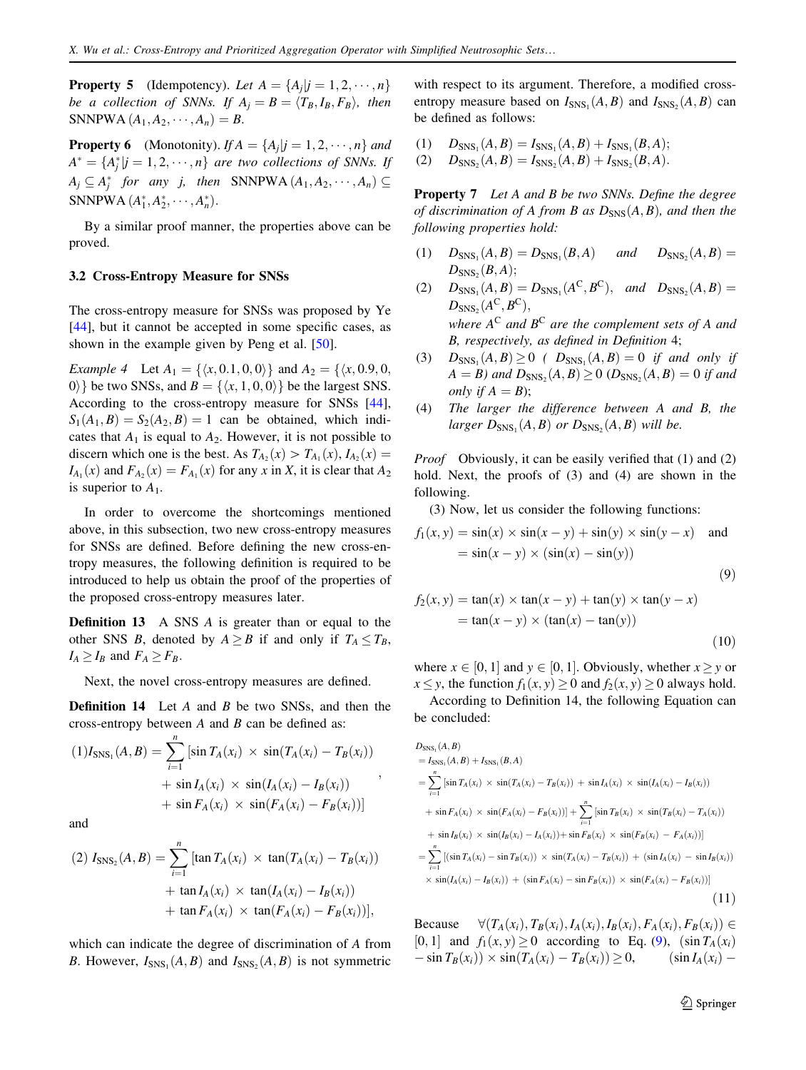**Property 5** (Idempotency). *Let $A = \{A_j | j = 1, 2, \cdots, n\}$ be a collection of SNNs. If $A_j = B = \langle T_B, I_B, F_B \rangle$, then* SNNPWA $(A_1, A_2, \cdots, A_n) = B$.

**Property 6** (Monotonity). *If $A = \{A_j | j = 1, 2, \cdots, n\}$ and $A^* = \{A_j^* | j = 1, 2, \cdots, n\}$ are two collections of SNNs. If $A_j \subseteq A_j^*$ for any j, then* SNNPWA $(A_1, A_2, \cdots, A_n) \subseteq$ SNNPWA $(A_1^*, A_2^*, \cdots, A_n^*)$.

By a similar proof manner, the properties above can be proved.

### 3.2 Cross-Entropy Measure for SNSs

The cross-entropy measure for SNSs was proposed by Ye [44], but it cannot be accepted in some specific cases, as shown in the example given by Peng et al. [50].

*Example 4* Let $A_1 = \{\langle x, 0.1, 0, 0 \rangle\}$ and $A_2 = \{\langle x, 0.9, 0, 0 \rangle\}$ be two SNSs, and $B = \{\langle x, 1, 0, 0 \rangle\}$ be the largest SNS. According to the cross-entropy measure for SNSs [44], $S_1(A_1, B) = S_2(A_2, B) = 1$ can be obtained, which indicates that $A_1$ is equal to $A_2$. However, it is not possible to discern which one is the best. As $T_{A_2}(x) > T_{A_1}(x)$, $I_{A_2}(x) = I_{A_1}(x)$ and $F_{A_2}(x) = F_{A_1}(x)$ for any $x$ in $X$, it is clear that $A_2$ is superior to $A_1$.

In order to overcome the shortcomings mentioned above, in this subsection, two new cross-entropy measures for SNSs are defined. Before defining the new cross-entropy measures, the following definition is required to be introduced to help us obtain the proof of the properties of the proposed cross-entropy measures later.

**Definition 13** A SNS $A$ is greater than or equal to the other SNS $B$, denoted by $A \geq B$ if and only if $T_A \leq T_B$, $I_A \geq I_B$ and $F_A \geq F_B$.

Next, the novel cross-entropy measures are defined.

**Definition 14** Let $A$ and $B$ be two SNSs, and then the cross-entropy between $A$ and $B$ can be defined as:

$$
\begin{aligned}
(1) I_{\mathrm{SNS}_1}(A, B) = \sum_{i=1}^{n} [&\sin T_A(x_i) \times \sin(T_A(x_i) - T_B(x_i)) \\
&+ \sin I_A(x_i) \times \sin(I_A(x_i) - I_B(x_i)) \\
&+ \sin F_A(x_i) \times \sin(F_A(x_i) - F_B(x_i))],
\end{aligned}
$$

and

$$
\begin{aligned}
(2)\ I_{\mathrm{SNS}_2}(A, B) = \sum_{i=1}^{n} [&\tan T_A(x_i) \times \tan(T_A(x_i) - T_B(x_i)) \\
&+ \tan I_A(x_i) \times \tan(I_A(x_i) - I_B(x_i)) \\
&+ \tan F_A(x_i) \times \tan(F_A(x_i) - F_B(x_i))],
\end{aligned}
$$

which can indicate the degree of discrimination of $A$ from $B$. However, $I_{\mathrm{SNS}_1}(A, B)$ and $I_{\mathrm{SNS}_2}(A, B)$ is not symmetric with respect to its argument. Therefore, a modified cross-entropy measure based on $I_{\mathrm{SNS}_1}(A, B)$ and $I_{\mathrm{SNS}_2}(A, B)$ can be defined as follows:

(1) $D_{\mathrm{SNS}_1}(A, B) = I_{\mathrm{SNS}_1}(A, B) + I_{\mathrm{SNS}_1}(B, A)$;
(2) $D_{\mathrm{SNS}_2}(A, B) = I_{\mathrm{SNS}_2}(A, B) + I_{\mathrm{SNS}_2}(B, A)$.

**Property 7** *Let $A$ and $B$ be two SNSs. Define the degree of discrimination of $A$ from $B$ as $D_{\mathrm{SNS}}(A, B)$, and then the following properties hold:*

1. *$D_{\mathrm{SNS}_1}(A, B) = D_{\mathrm{SNS}_1}(B, A)$ and $D_{\mathrm{SNS}_2}(A, B) = D_{\mathrm{SNS}_2}(B, A)$;*
2. *$D_{\mathrm{SNS}_1}(A, B) = D_{\mathrm{SNS}_1}(A^C, B^C)$, and $D_{\mathrm{SNS}_2}(A, B) = D_{\mathrm{SNS}_2}(A^C, B^C)$, where $A^C$ and $B^C$ are the complement sets of $A$ and $B$, respectively, as defined in Definition 4;*
3. *$D_{\mathrm{SNS}_1}(A, B) \geq 0$ ( $D_{\mathrm{SNS}_1}(A, B) = 0$ if and only if $A = B$) and $D_{\mathrm{SNS}_2}(A, B) \geq 0$ ($D_{\mathrm{SNS}_2}(A, B) = 0$ if and only if $A = B$);*
4. *The larger the difference between $A$ and $B$, the larger $D_{\mathrm{SNS}_1}(A, B)$ or $D_{\mathrm{SNS}_2}(A, B)$ will be.*

*Proof* Obviously, it can be easily verified that (1) and (2) hold. Next, the proofs of (3) and (4) are shown in the following.

(3) Now, let us consider the following functions:

$$
\begin{aligned}
f_1(x, y) &= \sin(x) \times \sin(x - y) + \sin(y) \times \sin(y - x) \quad \text{and} \\
&= \sin(x - y) \times (\sin(x) - \sin(y))
\end{aligned}
\tag{9}
$$

$$
\begin{aligned}
f_2(x, y) &= \tan(x) \times \tan(x - y) + \tan(y) \times \tan(y - x) \\
&= \tan(x - y) \times (\tan(x) - \tan(y))
\end{aligned}
\tag{10}
$$

where $x \in [0, 1]$ and $y \in [0, 1]$. Obviously, whether $x \geq y$ or $x \leq y$, the function $f_1(x, y) \geq 0$ and $f_2(x, y) \geq 0$ always hold.

According to Definition 14, the following Equation can be concluded:

$$
\begin{aligned}
&D_{\mathrm{SNS}_1}(A, B) \\
&= I_{\mathrm{SNS}_1}(A, B) + I_{\mathrm{SNS}_1}(B, A) \\
&= \sum_{i=1}^{n} [\sin T_A(x_i) \times \sin(T_A(x_i) - T_B(x_i)) + \sin I_A(x_i) \times \sin(I_A(x_i) - I_B(x_i)) \\
&\quad + \sin F_A(x_i) \times \sin(F_A(x_i) - F_B(x_i))] + \sum_{i=1}^{n} [\sin T_B(x_i) \times \sin(T_B(x_i) - T_A(x_i)) \\
&\quad + \sin I_B(x_i) \times \sin(I_B(x_i) - I_A(x_i)) + \sin F_B(x_i) \times \sin(F_B(x_i) - F_A(x_i))] \\
&= \sum_{i=1}^{n} [(\sin T_A(x_i) - \sin T_B(x_i)) \times \sin(T_A(x_i) - T_B(x_i)) + (\sin I_A(x_i) - \sin I_B(x_i)) \\
&\quad \times \sin(I_A(x_i) - I_B(x_i)) + (\sin F_A(x_i) - \sin F_B(x_i)) \times \sin(F_A(x_i) - F_B(x_i))]
\end{aligned}
\tag{11}
$$

Because $\forall (T_A(x_i), T_B(x_i), I_A(x_i), I_B(x_i), F_A(x_i), F_B(x_i)) \in [0, 1]$ and $f_1(x, y) \geq 0$ according to Eq. (9), $(\sin T_A(x_i) - \sin T_B(x_i)) \times \sin(T_A(x_i) - T_B(x_i)) \geq 0$, $(\sin I_A(x_i) -$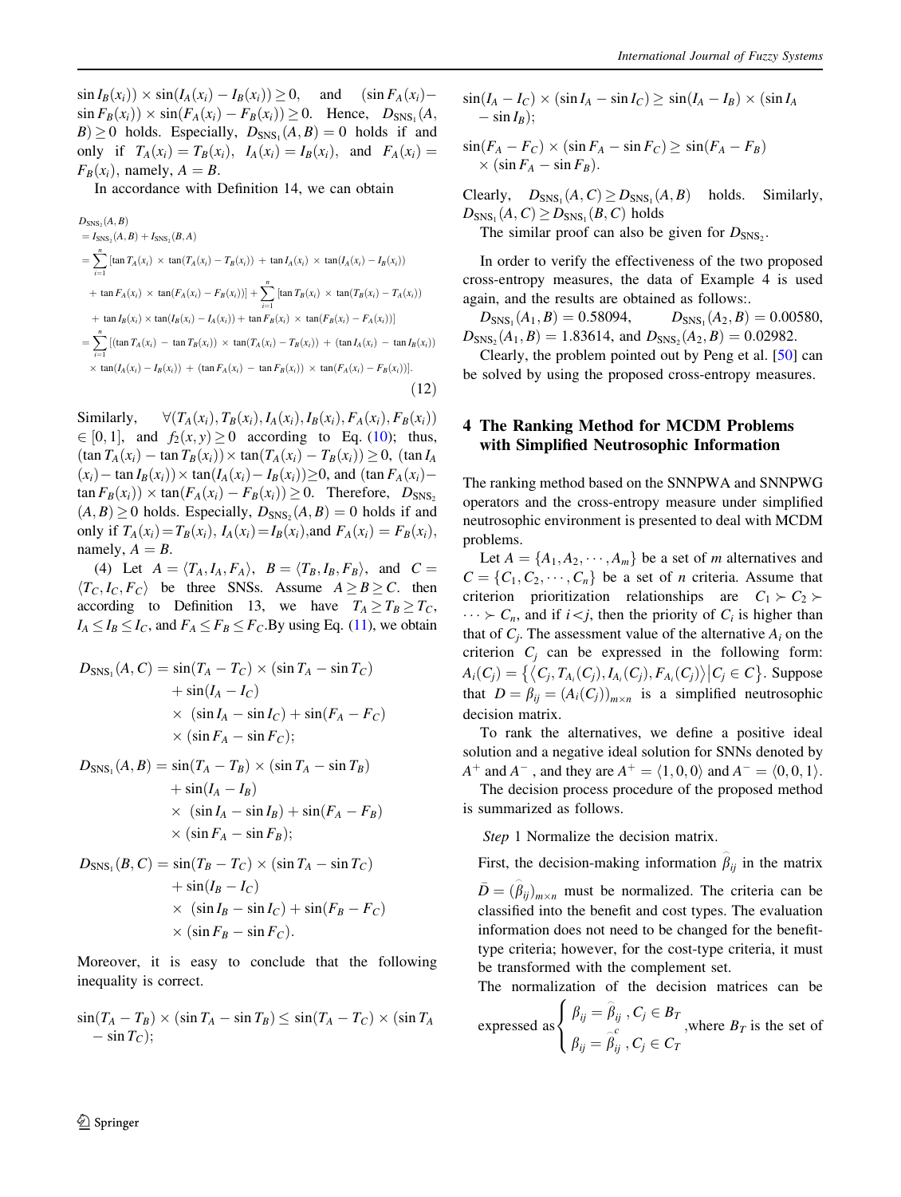$\sin I_B(x_i)) \times \sin(I_A(x_i) - I_B(x_i)) \geq 0$, and $(\sin F_A(x_i) - \sin F_B(x_i)) \times \sin(F_A(x_i) - F_B(x_i)) \geq 0$. Hence, $D_{\mathrm{SNS}_1}(A, B) \geq 0$ holds. Especially, $D_{\mathrm{SNS}_1}(A, B) = 0$ holds if and only if $T_A(x_i) = T_B(x_i)$, $I_A(x_i) = I_B(x_i)$, and $F_A(x_i) = F_B(x_i)$, namely, $A = B$.

In accordance with Definition 14, we can obtain

$$
\begin{aligned}
&D_{\mathrm{SNS}_2}(A,B)\\
&= I_{\mathrm{SNS}_2}(A,B) + I_{\mathrm{SNS}_2}(B,A)\\
&= \sum_{i=1}^{n} [\tan T_A(x_i) \times \tan(T_A(x_i) - T_B(x_i)) + \tan I_A(x_i) \times \tan(I_A(x_i) - I_B(x_i))\\
&\quad + \tan F_A(x_i) \times \tan(F_A(x_i) - F_B(x_i))] + \sum_{i=1}^{n} [\tan T_B(x_i) \times \tan(T_B(x_i) - T_A(x_i))\\
&\quad + \tan I_B(x_i) \times \tan(I_B(x_i) - I_A(x_i)) + \tan F_B(x_i) \times \tan(F_B(x_i) - F_A(x_i))]\\
&= \sum_{i=1}^{n} [(\tan T_A(x_i) - \tan T_B(x_i)) \times \tan(T_A(x_i) - T_B(x_i)) + (\tan I_A(x_i) - \tan I_B(x_i))\\
&\quad \times \tan(I_A(x_i) - I_B(x_i)) + (\tan F_A(x_i) - \tan F_B(x_i)) \times \tan(F_A(x_i) - F_B(x_i))].
\end{aligned}
\tag{12}
$$

Similarly, $\forall (T_A(x_i), T_B(x_i), I_A(x_i), I_B(x_i), F_A(x_i), F_B(x_i)) \in [0, 1]$, and $f_2(x, y) \geq 0$ according to Eq. (10); thus, $(\tan T_A(x_i) - \tan T_B(x_i)) \times \tan(T_A(x_i) - T_B(x_i)) \geq 0$, $(\tan I_A(x_i) - \tan I_B(x_i)) \times \tan(I_A(x_i) - I_B(x_i)) \geq 0$, and $(\tan F_A(x_i) - \tan F_B(x_i)) \times \tan(F_A(x_i) - F_B(x_i)) \geq 0$. Therefore, $D_{\mathrm{SNS}_2}(A, B) \geq 0$ holds. Especially, $D_{\mathrm{SNS}_2}(A, B) = 0$ holds if and only if $T_A(x_i) = T_B(x_i)$, $I_A(x_i) = I_B(x_i)$, and $F_A(x_i) = F_B(x_i)$, namely, $A = B$.

(4) Let $A = \langle T_A, I_A, F_A \rangle$, $B = \langle T_B, I_B, F_B \rangle$, and $C = \langle T_C, I_C, F_C \rangle$ be three SNSs. Assume $A \geq B \geq C$. then according to Definition 13, we have $T_A \geq T_B \geq T_C$, $I_A \leq I_B \leq I_C$, and $F_A \leq F_B \leq F_C$. By using Eq. (11), we obtain

$$
\begin{aligned}
D_{\mathrm{SNS}_1}(A, C) &= \sin(T_A - T_C) \times (\sin T_A - \sin T_C)\\
&\quad + \sin(I_A - I_C)\\
&\quad \times (\sin I_A - \sin I_C) + \sin(F_A - F_C)\\
&\quad \times (\sin F_A - \sin F_C);
\end{aligned}
$$

$$
\begin{aligned}
D_{\mathrm{SNS}_1}(A, B) &= \sin(T_A - T_B) \times (\sin T_A - \sin T_B)\\
&\quad + \sin(I_A - I_B)\\
&\quad \times (\sin I_A - \sin I_B) + \sin(F_A - F_B)\\
&\quad \times (\sin F_A - \sin F_B);
\end{aligned}
$$

$$
\begin{aligned}
D_{\mathrm{SNS}_1}(B, C) &= \sin(T_B - T_C) \times (\sin T_A - \sin T_C)\\
&\quad + \sin(I_B - I_C)\\
&\quad \times (\sin I_B - \sin I_C) + \sin(F_B - F_C)\\
&\quad \times (\sin F_B - \sin F_C).
\end{aligned}
$$

Moreover, it is easy to conclude that the following inequality is correct.

$$\sin(T_A - T_B) \times (\sin T_A - \sin T_B) \leq \sin(T_A - T_C) \times (\sin T_A - \sin T_C);$$

$$\sin(I_A - I_C) \times (\sin I_A - \sin I_C) \geq \sin(I_A - I_B) \times (\sin I_A - \sin I_B);$$

$$\sin(F_A - F_C) \times (\sin F_A - \sin F_C) \geq \sin(F_A - F_B) \times (\sin F_A - \sin F_B).$$

Clearly, $D_{\mathrm{SNS}_1}(A, C) \geq D_{\mathrm{SNS}_1}(A, B)$ holds. Similarly, $D_{\mathrm{SNS}_1}(A, C) \geq D_{\mathrm{SNS}_1}(B, C)$ holds

The similar proof can also be given for $D_{\mathrm{SNS}_2}$.

In order to verify the effectiveness of the two proposed cross-entropy measures, the data of Example 4 is used again, and the results are obtained as follows:.

$D_{\mathrm{SNS}_1}(A_1, B) = 0.58094$, $D_{\mathrm{SNS}_1}(A_2, B) = 0.00580$, $D_{\mathrm{SNS}_2}(A_1, B) = 1.83614$, and $D_{\mathrm{SNS}_2}(A_2, B) = 0.02982$.

Clearly, the problem pointed out by Peng et al. [50] can be solved by using the proposed cross-entropy measures.

## 4 The Ranking Method for MCDM Problems with Simplified Neutrosophic Information

The ranking method based on the SNNPWA and SNNPWG operators and the cross-entropy measure under simplified neutrosophic environment is presented to deal with MCDM problems.

Let $A = \{A_1, A_2, \cdots, A_m\}$ be a set of $m$ alternatives and $C = \{C_1, C_2, \cdots, C_n\}$ be a set of $n$ criteria. Assume that criterion prioritization relationships are $C_1 \succ C_2 \succ \cdots \succ C_n$, and if $i<j$, then the priority of $C_i$ is higher than that of $C_j$. The assessment value of the alternative $A_i$ on the criterion $C_j$ can be expressed in the following form: $A_i(C_j) = \{\langle C_j, T_{A_i}(C_j), I_{A_i}(C_j), F_{A_i}(C_j)\rangle | C_j \in C\}$. Suppose that $D = \beta_{ij} = (A_i(C_j))_{m \times n}$ is a simplified neutrosophic decision matrix.

To rank the alternatives, we define a positive ideal solution and a negative ideal solution for SNNs denoted by $A^+$ and $A^-$, and they are $A^+ = \langle 1, 0, 0 \rangle$ and $A^- = \langle 0, 0, 1 \rangle$.

The decision process procedure of the proposed method is summarized as follows.

*Step* 1 Normalize the decision matrix.

First, the decision-making information $\hat{\beta}_{ij}$ in the matrix $\hat{D} = (\hat{\beta}_{ij})_{m \times n}$ must be normalized. The criteria can be classified into the benefit and cost types. The evaluation information does not need to be changed for the benefit-type criteria; however, for the cost-type criteria, it must be transformed with the complement set.

The normalization of the decision matrices can be expressed as $\begin{cases} \beta_{ij} = \hat{\beta}_{ij}, C_j \in B_T \\ \beta_{ij} = \hat{\beta}_{ij}^{c}, C_j \in C_T \end{cases}$, where $B_T$ is the set of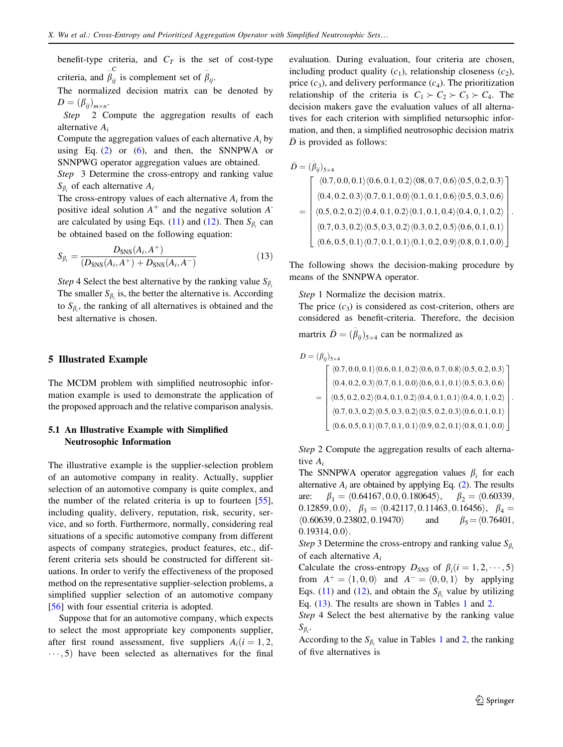benefit-type criteria, and $C_T$ is the set of cost-type criteria, and $\widehat{\beta}_{ij}^{C}$ is complement set of $\widehat{\beta}_{ij}$.

The normalized decision matrix can be denoted by $D = (\beta_{ij})_{m \times n}$.

*Step* 2 Compute the aggregation results of each alternative $A_i$

Compute the aggregation values of each alternative $A_i$ by using Eq. (2) or (6), and then, the SNNPWA or SNNPWG operator aggregation values are obtained.

*Step* 3 Determine the cross-entropy and ranking value $S_{\beta_i}$ of each alternative $A_i$

The cross-entropy values of each alternative $A_i$ from the positive ideal solution $A^+$ and the negative solution $A^-$ are calculated by using Eqs. (11) and (12). Then $S_{\beta_i}$ can be obtained based on the following equation:

$$S_{\beta_i} = \frac{D_{\text{SNS}}(A_i, A^+)}{(D_{\text{SNS}}(A_i, A^+) + D_{\text{SNS}}(A_i, A^-))} \tag{13}$$

*Step* 4 Select the best alternative by the ranking value $S_{\beta_i}$

The smaller $S_{\beta_i}$ is, the better the alternative is. According to $S_{\beta_i}$, the ranking of all alternatives is obtained and the best alternative is chosen.

## 5 Illustrated Example

The MCDM problem with simplified neutrosophic information example is used to demonstrate the application of the proposed approach and the relative comparison analysis.

### 5.1 An Illustrative Example with Simplified Neutrosophic Information

The illustrative example is the supplier-selection problem of an automotive company in reality. Actually, supplier selection of an automotive company is quite complex, and the number of the related criteria is up to fourteen [55], including quality, delivery, reputation, risk, security, service, and so forth. Furthermore, normally, considering real situations of a specific automotive company from different aspects of company strategies, product features, etc., different criteria sets should be constructed for different situations. In order to verify the effectiveness of the proposed method on the representative supplier-selection problems, a simplified supplier selection of an automotive company [56] with four essential criteria is adopted.

Suppose that for an automotive company, which expects to select the most appropriate key components supplier, after first round assessment, five suppliers $A_i (i = 1, 2, \cdots, 5)$ have been selected as alternatives for the final evaluation. During evaluation, four criteria are chosen, including product quality ($c_1$), relationship closeness ($c_2$), price ($c_3$), and delivery performance ($c_4$). The prioritization relationship of the criteria is $C_1 \succ C_2 \succ C_3 \succ C_4$. The decision makers gave the evaluation values of all alternatives for each criterion with simplified netursophic information, and then, a simplified neutrosophic decision matrix $\bar{D}$ is provided as follows:

$$\bar{D} = (\widehat{\beta}_{ij})_{5\times4} = \begin{bmatrix} \langle 0.7, 0.0, 0.1 \rangle \langle 0.6, 0.1, 0.2 \rangle \langle 08, 0.7, 0.6 \rangle \langle 0.5, 0.2, 0.3 \rangle \\ \langle 0.4, 0.2, 0.3 \rangle \langle 0.7, 0.1, 0.0 \rangle \langle 0.1, 0.1, 0.6 \rangle \langle 0.5, 0.3, 0.6 \rangle \\ \langle 0.5, 0.2, 0.2 \rangle \langle 0.4, 0.1, 0.2 \rangle \langle 0.1, 0.1, 0.4 \rangle \langle 0.4, 0, 1, 0.2 \rangle \\ \langle 0.7, 0.3, 0.2 \rangle \langle 0.5, 0.3, 0.2 \rangle \langle 0.3, 0.2, 0.5 \rangle \langle 0.6, 0.1, 0.1 \rangle \\ \langle 0.6, 0.5, 0.1 \rangle \langle 0.7, 0.1, 0.1 \rangle \langle 0.1, 0.2, 0.9 \rangle \langle 0.8, 0.1, 0.0 \rangle \end{bmatrix}.$$

The following shows the decision-making procedure by means of the SNNPWA operator.

*Step* 1 Normalize the decision matrix.

The price ($c_3$) is considered as cost-criterion, others are considered as benefit-criteria. Therefore, the decision martrix $\bar{D} = (\widehat{\beta}_{ij})_{5\times4}$ can be normalized as

$$D = (\beta_{ij})_{5\times4} = \begin{bmatrix} \langle 0.7, 0.0, 0.1 \rangle \langle 0.6, 0.1, 0.2 \rangle \langle 0.6, 0.7, 0.8 \rangle \langle 0.5, 0.2, 0.3 \rangle \\ \langle 0.4, 0.2, 0.3 \rangle \langle 0.7, 0.1, 0.0 \rangle \langle 0.6, 0.1, 0.1 \rangle \langle 0.5, 0.3, 0.6 \rangle \\ \langle 0.5, 0.2, 0.2 \rangle \langle 0.4, 0.1, 0.2 \rangle \langle 0.4, 0.1, 0.1 \rangle \langle 0.4, 0, 1, 0.2 \rangle \\ \langle 0.7, 0.3, 0.2 \rangle \langle 0.5, 0.3, 0.2 \rangle \langle 0.5, 0.2, 0.3 \rangle \langle 0.6, 0.1, 0.1 \rangle \\ \langle 0.6, 0.5, 0.1 \rangle \langle 0.7, 0.1, 0.1 \rangle \langle 0.9, 0.2, 0.1 \rangle \langle 0.8, 0.1, 0.0 \rangle \end{bmatrix}.$$

*Step* 2 Compute the aggregation results of each alternative $A_i$

The SNNPWA operator aggregation values $\beta_i$ for each alternative $A_i$ are obtained by applying Eq. (2). The results are: $\beta_1 = \langle 0.64167, 0.0, 0.180645 \rangle$, $\beta_2 = \langle 0.60339, 0.12859, 0.0 \rangle$, $\beta_3 = \langle 0.42117, 0.11463, 0.16456 \rangle$, $\beta_4 = \langle 0.60639, 0.23802, 0.19470 \rangle$ and $\beta_5 = \langle 0.76401, 0.19314, 0.0 \rangle$.

*Step* 3 Determine the cross-entropy and ranking value $S_{\beta_i}$ of each alternative $A_i$

Calculate the cross-entropy $D_{SNS}$ of $\beta_i (i = 1, 2, \cdots, 5)$ from $A^+ = \langle 1, 0, 0 \rangle$ and $A^- = \langle 0, 0, 1 \rangle$ by applying Eqs. (11) and (12), and obtain the $S_{\beta_i}$ value by utilizing Eq. (13). The results are shown in Tables 1 and 2.

*Step* 4 Select the best alternative by the ranking value $S_{\beta_i}$.

According to the $S_{\beta_i}$ value in Tables 1 and 2, the ranking of five alternatives is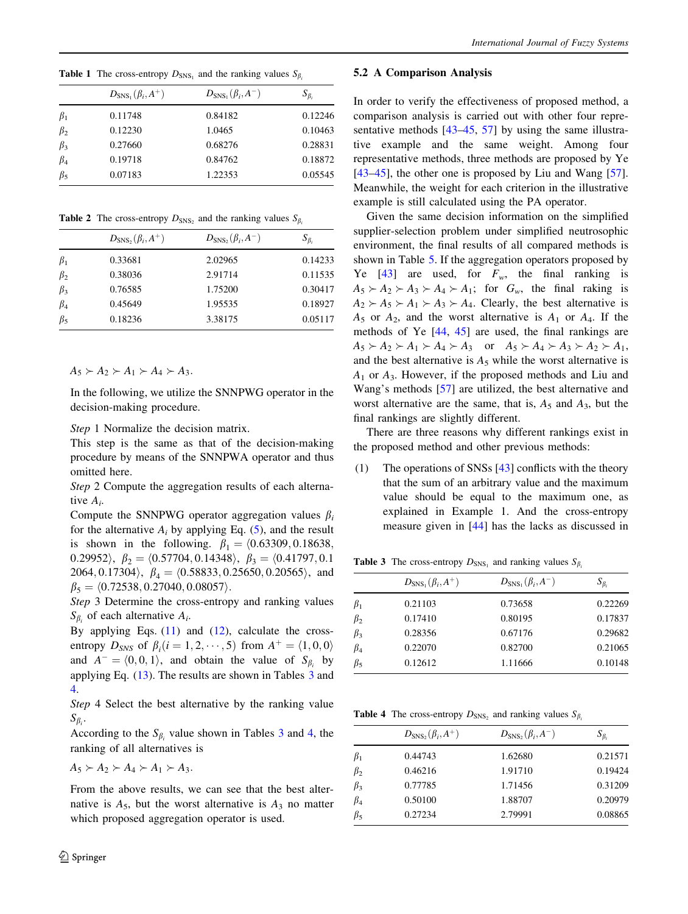**Table 1** The cross-entropy $D_{\mathrm{SNS}_1}$ and the ranking values $S_{\beta_i}$

| | $D_{\mathrm{SNS}_1}(\beta_i, A^+)$ | $D_{\mathrm{SNS}_1}(\beta_i, A^-)$ | $S_{\beta_i}$ |
|---|---|---|---|
| $\beta_1$ | 0.11748 | 0.84182 | 0.12246 |
| $\beta_2$ | 0.12230 | 1.0465 | 0.10463 |
| $\beta_3$ | 0.27660 | 0.68276 | 0.28831 |
| $\beta_4$ | 0.19718 | 0.84762 | 0.18872 |
| $\beta_5$ | 0.07183 | 1.22353 | 0.05545 |

**Table 2** The cross-entropy $D_{\mathrm{SNS}_2}$ and the ranking values $S_{\beta_i}$

| | $D_{\mathrm{SNS}_2}(\beta_i, A^+)$ | $D_{\mathrm{SNS}_2}(\beta_i, A^-)$ | $S_{\beta_i}$ |
|---|---|---|---|
| $\beta_1$ | 0.33681 | 2.02965 | 0.14233 |
| $\beta_2$ | 0.38036 | 2.91714 | 0.11535 |
| $\beta_3$ | 0.76585 | 1.75200 | 0.30417 |
| $\beta_4$ | 0.45649 | 1.95535 | 0.18927 |
| $\beta_5$ | 0.18236 | 3.38175 | 0.05117 |

$A_5 \succ A_2 \succ A_1 \succ A_4 \succ A_3.$

In the following, we utilize the SNNPWG operator in the decision-making procedure.

*Step* 1 Normalize the decision matrix.

This step is the same as that of the decision-making procedure by means of the SNNPWA operator and thus omitted here.

*Step* 2 Compute the aggregation results of each alternative $A_i$.

Compute the SNNPWG operator aggregation values $\beta_i$ for the alternative $A_i$ by applying Eq. (5), and the result is shown in the following. $\beta_1 = \langle 0.63309, 0.18638, 0.29952\rangle$, $\beta_2 = \langle 0.57704, 0.14348\rangle$, $\beta_3 = \langle 0.41797, 0.12064, 0.17304\rangle$, $\beta_4 = \langle 0.58833, 0.25650, 0.20565\rangle$, and $\beta_5 = \langle 0.72538, 0.27040, 0.08057\rangle$.

*Step* 3 Determine the cross-entropy and ranking values $S_{\beta_i}$ of each alternative $A_i$.

By applying Eqs. (11) and (12), calculate the cross-entropy $D_{SNS}$ of $\beta_i (i = 1, 2, \cdots, 5)$ from $A^+ = \langle 1, 0, 0\rangle$ and $A^- = \langle 0, 0, 1\rangle$, and obtain the value of $S_{\beta_i}$ by applying Eq. (13). The results are shown in Tables 3 and 4.

*Step* 4 Select the best alternative by the ranking value $S_{\beta_i}$.

According to the $S_{\beta_i}$ value shown in Tables 3 and 4, the ranking of all alternatives is

$A_5 \succ A_2 \succ A_4 \succ A_1 \succ A_3.$

From the above results, we can see that the best alternative is $A_5$, but the worst alternative is $A_3$ no matter which proposed aggregation operator is used.

### 5.2 A Comparison Analysis

In order to verify the effectiveness of proposed method, a comparison analysis is carried out with other four representative methods [43–45, 57] by using the same illustrative example and the same weight. Among four representative methods, three methods are proposed by Ye [43–45], the other one is proposed by Liu and Wang [57]. Meanwhile, the weight for each criterion in the illustrative example is still calculated using the PA operator.

Given the same decision information on the simplified supplier-selection problem under simplified neutrosophic environment, the final results of all compared methods is shown in Table 5. If the aggregation operators proposed by Ye [43] are used, for $F_w$, the final ranking is $A_5 \succ A_2 \succ A_3 \succ A_4 \succ A_1$; for $G_w$, the final raking is $A_2 \succ A_5 \succ A_1 \succ A_3 \succ A_4$. Clearly, the best alternative is $A_5$ or $A_2$, and the worst alternative is $A_1$ or $A_4$. If the methods of Ye [44, 45] are used, the final rankings are $A_5 \succ A_2 \succ A_1 \succ A_4 \succ A_3$ or $A_5 \succ A_4 \succ A_3 \succ A_2 \succ A_1$, and the best alternative is $A_5$ while the worst alternative is $A_1$ or $A_3$. However, if the proposed methods and Liu and Wang's methods [57] are utilized, the best alternative and worst alternative are the same, that is, $A_5$ and $A_3$, but the final rankings are slightly different.

There are three reasons why different rankings exist in the proposed method and other previous methods:

(1) The operations of SNSs [43] conflicts with the theory that the sum of an arbitrary value and the maximum value should be equal to the maximum one, as explained in Example 1. And the cross-entropy measure given in [44] has the lacks as discussed in

**Table 3** The cross-entropy $D_{\mathrm{SNS}_1}$ and ranking values $S_{\beta_i}$

| | $D_{\mathrm{SNS}_1}(\beta_i, A^+)$ | $D_{\mathrm{SNS}_1}(\beta_i, A^-)$ | $S_{\beta_i}$ |
|---|---|---|---|
| $\beta_1$ | 0.21103 | 0.73658 | 0.22269 |
| $\beta_2$ | 0.17410 | 0.80195 | 0.17837 |
| $\beta_3$ | 0.28356 | 0.67176 | 0.29682 |
| $\beta_4$ | 0.22070 | 0.82700 | 0.21065 |
| $\beta_5$ | 0.12612 | 1.11666 | 0.10148 |

**Table 4** The cross-entropy $D_{\mathrm{SNS}_2}$ and ranking values $S_{\beta_i}$

| | $D_{\mathrm{SNS}_2}(\beta_i, A^+)$ | $D_{\mathrm{SNS}_2}(\beta_i, A^-)$ | $S_{\beta_i}$ |
|---|---|---|---|
| $\beta_1$ | 0.44743 | 1.62680 | 0.21571 |
| $\beta_2$ | 0.46216 | 1.91710 | 0.19424 |
| $\beta_3$ | 0.77785 | 1.71456 | 0.31209 |
| $\beta_4$ | 0.50100 | 1.88707 | 0.20979 |
| $\beta_5$ | 0.27234 | 2.79991 | 0.08865 |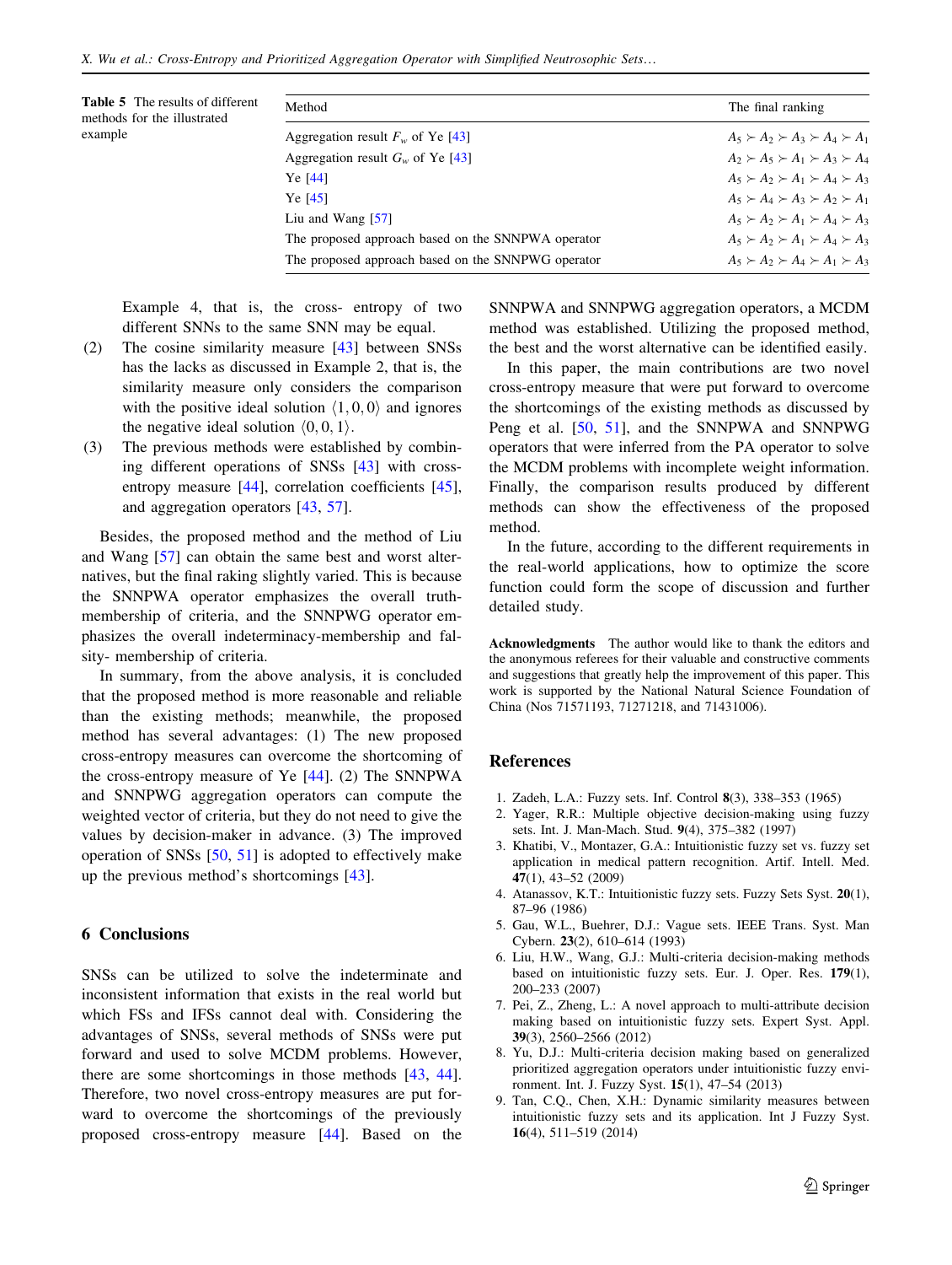Table 5 The results of different methods for the illustrated example

| Method | The final ranking |
|---|---|
| Aggregation result $F_w$ of Ye [43] | $A_5 \succ A_2 \succ A_3 \succ A_4 \succ A_1$ |
| Aggregation result $G_w$ of Ye [43] | $A_2 \succ A_5 \succ A_1 \succ A_3 \succ A_4$ |
| Ye [44] | $A_5 \succ A_2 \succ A_1 \succ A_4 \succ A_3$ |
| Ye [45] | $A_5 \succ A_4 \succ A_3 \succ A_2 \succ A_1$ |
| Liu and Wang [57] | $A_5 \succ A_2 \succ A_1 \succ A_4 \succ A_3$ |
| The proposed approach based on the SNNPWA operator | $A_5 \succ A_2 \succ A_1 \succ A_4 \succ A_3$ |
| The proposed approach based on the SNNPWG operator | $A_5 \succ A_2 \succ A_4 \succ A_1 \succ A_3$ |

Example 4, that is, the cross- entropy of two different SNNs to the same SNN may be equal.

(2) The cosine similarity measure [43] between SNSs has the lacks as discussed in Example 2, that is, the similarity measure only considers the comparison with the positive ideal solution $\langle 1, 0, 0 \rangle$ and ignores the negative ideal solution $\langle 0, 0, 1 \rangle$.

(3) The previous methods were established by combining different operations of SNSs [43] with cross-entropy measure [44], correlation coefficients [45], and aggregation operators [43, 57].

Besides, the proposed method and the method of Liu and Wang [57] can obtain the same best and worst alternatives, but the final raking slightly varied. This is because the SNNPWA operator emphasizes the overall truth-membership of criteria, and the SNNPWG operator emphasizes the overall indeterminacy-membership and falsity- membership of criteria.

In summary, from the above analysis, it is concluded that the proposed method is more reasonable and reliable than the existing methods; meanwhile, the proposed method has several advantages: (1) The new proposed cross-entropy measures can overcome the shortcoming of the cross-entropy measure of Ye [44]. (2) The SNNPWA and SNNPWG aggregation operators can compute the weighted vector of criteria, but they do not need to give the values by decision-maker in advance. (3) The improved operation of SNSs [50, 51] is adopted to effectively make up the previous method's shortcomings [43].

## 6 Conclusions

SNSs can be utilized to solve the indeterminate and inconsistent information that exists in the real world but which FSs and IFSs cannot deal with. Considering the advantages of SNSs, several methods of SNSs were put forward and used to solve MCDM problems. However, there are some shortcomings in those methods [43, 44]. Therefore, two novel cross-entropy measures are put forward to overcome the shortcomings of the previously proposed cross-entropy measure [44]. Based on the SNNPWA and SNNPWG aggregation operators, a MCDM method was established. Utilizing the proposed method, the best and the worst alternative can be identified easily.

In this paper, the main contributions are two novel cross-entropy measure that were put forward to overcome the shortcomings of the existing methods as discussed by Peng et al. [50, 51], and the SNNPWA and SNNPWG operators that were inferred from the PA operator to solve the MCDM problems with incomplete weight information. Finally, the comparison results produced by different methods can show the effectiveness of the proposed method.

In the future, according to the different requirements in the real-world applications, how to optimize the score function could form the scope of discussion and further detailed study.

**Acknowledgments** The author would like to thank the editors and the anonymous referees for their valuable and constructive comments and suggestions that greatly help the improvement of this paper. This work is supported by the National Natural Science Foundation of China (Nos 71571193, 71271218, and 71431006).

## References

1. Zadeh, L.A.: Fuzzy sets. Inf. Control **8**(3), 338–353 (1965)
2. Yager, R.R.: Multiple objective decision-making using fuzzy sets. Int. J. Man-Mach. Stud. **9**(4), 375–382 (1997)
3. Khatibi, V., Montazer, G.A.: Intuitionistic fuzzy set vs. fuzzy set application in medical pattern recognition. Artif. Intell. Med. **47**(1), 43–52 (2009)
4. Atanassov, K.T.: Intuitionistic fuzzy sets. Fuzzy Sets Syst. **20**(1), 87–96 (1986)
5. Gau, W.L., Buehrer, D.J.: Vague sets. IEEE Trans. Syst. Man Cybern. **23**(2), 610–614 (1993)
6. Liu, H.W., Wang, G.J.: Multi-criteria decision-making methods based on intuitionistic fuzzy sets. Eur. J. Oper. Res. **179**(1), 200–233 (2007)
7. Pei, Z., Zheng, L.: A novel approach to multi-attribute decision making based on intuitionistic fuzzy sets. Expert Syst. Appl. **39**(3), 2560–2566 (2012)
8. Yu, D.J.: Multi-criteria decision making based on generalized prioritized aggregation operators under intuitionistic fuzzy environment. Int. J. Fuzzy Syst. **15**(1), 47–54 (2013)
9. Tan, C.Q., Chen, X.H.: Dynamic similarity measures between intuitionistic fuzzy sets and its application. Int J Fuzzy Syst. **16**(4), 511–519 (2014)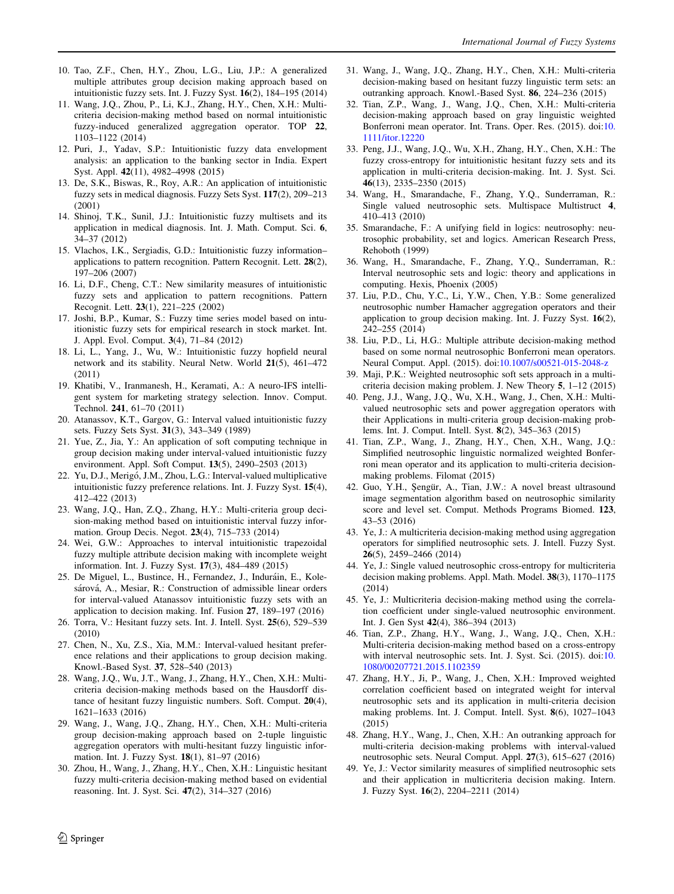10. Tao, Z.F., Chen, H.Y., Zhou, L.G., Liu, J.P.: A generalized multiple attributes group decision making approach based on intuitionistic fuzzy sets. Int. J. Fuzzy Syst. **16**(2), 184–195 (2014)
11. Wang, J.Q., Zhou, P., Li, K.J., Zhang, H.Y., Chen, X.H.: Multi-criteria decision-making method based on normal intuitionistic fuzzy-induced generalized aggregation operator. TOP **22**, 1103–1122 (2014)
12. Puri, J., Yadav, S.P.: Intuitionistic fuzzy data envelopment analysis: an application to the banking sector in India. Expert Syst. Appl. **42**(11), 4982–4998 (2015)
13. De, S.K., Biswas, R., Roy, A.R.: An application of intuitionistic fuzzy sets in medical diagnosis. Fuzzy Sets Syst. **117**(2), 209–213 (2001)
14. Shinoj, T.K., Sunil, J.J.: Intuitionistic fuzzy multisets and its application in medical diagnosis. Int. J. Math. Comput. Sci. **6**, 34–37 (2012)
15. Vlachos, I.K., Sergiadis, G.D.: Intuitionistic fuzzy information–applications to pattern recognition. Pattern Recognit. Lett. **28**(2), 197–206 (2007)
16. Li, D.F., Cheng, C.T.: New similarity measures of intuitionistic fuzzy sets and application to pattern recognitions. Pattern Recognit. Lett. **23**(1), 221–225 (2002)
17. Joshi, B.P., Kumar, S.: Fuzzy time series model based on intuitionistic fuzzy sets for empirical research in stock market. Int. J. Appl. Evol. Comput. **3**(4), 71–84 (2012)
18. Li, L., Yang, J., Wu, W.: Intuitionistic fuzzy hopfield neural network and its stability. Neural Netw. World **21**(5), 461–472 (2011)
19. Khatibi, V., Iranmanesh, H., Keramati, A.: A neuro-IFS intelligent system for marketing strategy selection. Innov. Comput. Technol. **241**, 61–70 (2011)
20. Atanassov, K.T., Gargov, G.: Interval valued intuitionistic fuzzy sets. Fuzzy Sets Syst. **31**(3), 343–349 (1989)
21. Yue, Z., Jia, Y.: An application of soft computing technique in group decision making under interval-valued intuitionistic fuzzy environment. Appl. Soft Comput. **13**(5), 2490–2503 (2013)
22. Yu, D.J., Merigó, J.M., Zhou, L.G.: Interval-valued multiplicative intuitionistic fuzzy preference relations. Int. J. Fuzzy Syst. **15**(4), 412–422 (2013)
23. Wang, J.Q., Han, Z.Q., Zhang, H.Y.: Multi-criteria group decision-making method based on intuitionistic interval fuzzy information. Group Decis. Negot. **23**(4), 715–733 (2014)
24. Wei, G.W.: Approaches to interval intuitionistic trapezoidal fuzzy multiple attribute decision making with incomplete weight information. Int. J. Fuzzy Syst. **17**(3), 484–489 (2015)
25. De Miguel, L., Bustince, H., Fernandez, J., Induráin, E., Kolesárová, A., Mesiar, R.: Construction of admissible linear orders for interval-valued Atanassov intuitionistic fuzzy sets with an application to decision making. Inf. Fusion **27**, 189–197 (2016)
26. Torra, V.: Hesitant fuzzy sets. Int. J. Intell. Syst. **25**(6), 529–539 (2010)
27. Chen, N., Xu, Z.S., Xia, M.M.: Interval-valued hesitant preference relations and their applications to group decision making. Knowl.-Based Syst. **37**, 528–540 (2013)
28. Wang, J.Q., Wu, J.T., Wang, J., Zhang, H.Y., Chen, X.H.: Multi-criteria decision-making methods based on the Hausdorff distance of hesitant fuzzy linguistic numbers. Soft. Comput. **20**(4), 1621–1633 (2016)
29. Wang, J., Wang, J.Q., Zhang, H.Y., Chen, X.H.: Multi-criteria group decision-making approach based on 2-tuple linguistic aggregation operators with multi-hesitant fuzzy linguistic information. Int. J. Fuzzy Syst. **18**(1), 81–97 (2016)
30. Zhou, H., Wang, J., Zhang, H.Y., Chen, X.H.: Linguistic hesitant fuzzy multi-criteria decision-making method based on evidential reasoning. Int. J. Syst. Sci. **47**(2), 314–327 (2016)
31. Wang, J., Wang, J.Q., Zhang, H.Y., Chen, X.H.: Multi-criteria decision-making based on hesitant fuzzy linguistic term sets: an outranking approach. Knowl.-Based Syst. **86**, 224–236 (2015)
32. Tian, Z.P., Wang, J., Wang, J.Q., Chen, X.H.: Multi-criteria decision-making approach based on gray linguistic weighted Bonferroni mean operator. Int. Trans. Oper. Res. (2015). doi:10.1111/itor.12220
33. Peng, J.J., Wang, J.Q., Wu, X.H., Zhang, H.Y., Chen, X.H.: The fuzzy cross-entropy for intuitionistic hesitant fuzzy sets and its application in multi-criteria decision-making. Int. J. Syst. Sci. **46**(13), 2335–2350 (2015)
34. Wang, H., Smarandache, F., Zhang, Y.Q., Sunderraman, R.: Single valued neutrosophic sets. Multispace Multistruct **4**, 410–413 (2010)
35. Smarandache, F.: A unifying field in logics: neutrosophy: neutrosophic probability, set and logics. American Research Press, Rehoboth (1999)
36. Wang, H., Smarandache, F., Zhang, Y.Q., Sunderraman, R.: Interval neutrosophic sets and logic: theory and applications in computing. Hexis, Phoenix (2005)
37. Liu, P.D., Chu, Y.C., Li, Y.W., Chen, Y.B.: Some generalized neutrosophic number Hamacher aggregation operators and their application to group decision making. Int. J. Fuzzy Syst. **16**(2), 242–255 (2014)
38. Liu, P.D., Li, H.G.: Multiple attribute decision-making method based on some normal neutrosophic Bonferroni mean operators. Neural Comput. Appl. (2015). doi:10.1007/s00521-015-2048-z
39. Maji, P.K.: Weighted neutrosophic soft sets approach in a multicriteria decision making problem. J. New Theory **5**, 1–12 (2015)
40. Peng, J.J., Wang, J.Q., Wu, X.H., Wang, J., Chen, X.H.: Multi-valued neutrosophic sets and power aggregation operators with their Applications in multi-criteria group decision-making problems. Int. J. Comput. Intell. Syst. **8**(2), 345–363 (2015)
41. Tian, Z.P., Wang, J., Zhang, H.Y., Chen, X.H., Wang, J.Q.: Simplified neutrosophic linguistic normalized weighted Bonferroni mean operator and its application to multi-criteria decision-making problems. Filomat (2015)
42. Guo, Y.H., Şengür, A., Tian, J.W.: A novel breast ultrasound image segmentation algorithm based on neutrosophic similarity score and level set. Comput. Methods Programs Biomed. **123**, 43–53 (2016)
43. Ye, J.: A multicriteria decision-making method using aggregation operators for simplified neutrosophic sets. J. Intell. Fuzzy Syst. **26**(5), 2459–2466 (2014)
44. Ye, J.: Single valued neutrosophic cross-entropy for multicriteria decision making problems. Appl. Math. Model. **38**(3), 1170–1175 (2014)
45. Ye, J.: Multicriteria decision-making method using the correlation coefficient under single-valued neutrosophic environment. Int. J. Gen Syst **42**(4), 386–394 (2013)
46. Tian, Z.P., Zhang, H.Y., Wang, J., Wang, J.Q., Chen, X.H.: Multi-criteria decision-making method based on a cross-entropy with interval neutrosophic sets. Int. J. Syst. Sci. (2015). doi:10.1080/00207721.2015.1102359
47. Zhang, H.Y., Ji, P., Wang, J., Chen, X.H.: Improved weighted correlation coefficient based on integrated weight for interval neutrosophic sets and its application in multi-criteria decision making problems. Int. J. Comput. Intell. Syst. **8**(6), 1027–1043 (2015)
48. Zhang, H.Y., Wang, J., Chen, X.H.: An outranking approach for multi-criteria decision-making problems with interval-valued neutrosophic sets. Neural Comput. Appl. **27**(3), 615–627 (2016)
49. Ye, J.: Vector similarity measures of simplified neutrosophic sets and their application in multicriteria decision making. Intern. J. Fuzzy Syst. **16**(2), 2204–2211 (2014)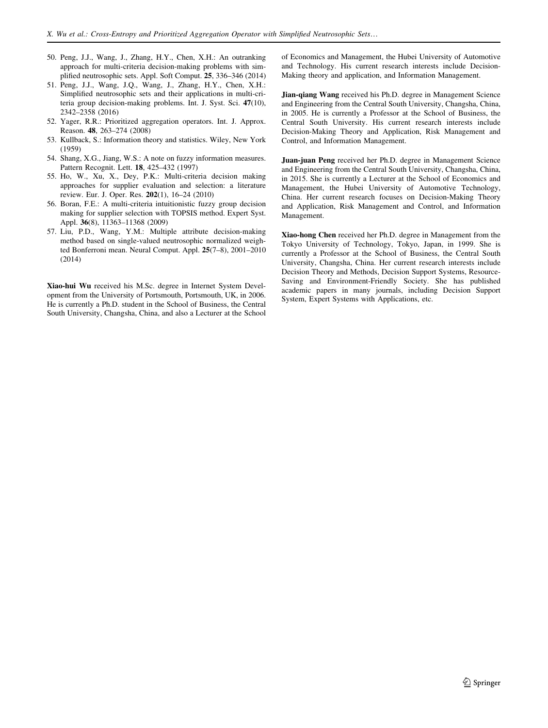50. Peng, J.J., Wang, J., Zhang, H.Y., Chen, X.H.: An outranking approach for multi-criteria decision-making problems with simplified neutrosophic sets. Appl. Soft Comput. **25**, 336–346 (2014)
51. Peng, J.J., Wang, J.Q., Wang, J., Zhang, H.Y., Chen, X.H.: Simplified neutrosophic sets and their applications in multi-criteria group decision-making problems. Int. J. Syst. Sci. **47**(10), 2342–2358 (2016)
52. Yager, R.R.: Prioritized aggregation operators. Int. J. Approx. Reason. **48**, 263–274 (2008)
53. Kullback, S.: Information theory and statistics. Wiley, New York (1959)
54. Shang, X.G., Jiang, W.S.: A note on fuzzy information measures. Pattern Recognit. Lett. **18**, 425–432 (1997)
55. Ho, W., Xu, X., Dey, P.K.: Multi-criteria decision making approaches for supplier evaluation and selection: a literature review. Eur. J. Oper. Res. **202**(1), 16–24 (2010)
56. Boran, F.E.: A multi-criteria intuitionistic fuzzy group decision making for supplier selection with TOPSIS method. Expert Syst. Appl. **36**(8), 11363–11368 (2009)
57. Liu, P.D., Wang, Y.M.: Multiple attribute decision-making method based on single-valued neutrosophic normalized weighted Bonferroni mean. Neural Comput. Appl. **25**(7–8), 2001–2010 (2014)

**Xiao-hui Wu** received his M.Sc. degree in Internet System Development from the University of Portsmouth, Portsmouth, UK, in 2006. He is currently a Ph.D. student in the School of Business, the Central South University, Changsha, China, and also a Lecturer at the School of Economics and Management, the Hubei University of Automotive and Technology. His current research interests include Decision-Making theory and application, and Information Management.

**Jian-qiang Wang** received his Ph.D. degree in Management Science and Engineering from the Central South University, Changsha, China, in 2005. He is currently a Professor at the School of Business, the Central South University. His current research interests include Decision-Making Theory and Application, Risk Management and Control, and Information Management.

**Juan-juan Peng** received her Ph.D. degree in Management Science and Engineering from the Central South University, Changsha, China, in 2015. She is currently a Lecturer at the School of Economics and Management, the Hubei University of Automotive Technology, China. Her current research focuses on Decision-Making Theory and Application, Risk Management and Control, and Information Management.

**Xiao-hong Chen** received her Ph.D. degree in Management from the Tokyo University of Technology, Tokyo, Japan, in 1999. She is currently a Professor at the School of Business, the Central South University, Changsha, China. Her current research interests include Decision Theory and Methods, Decision Support Systems, Resource-Saving and Environment-Friendly Society. She has published academic papers in many journals, including Decision Support System, Expert Systems with Applications, etc.